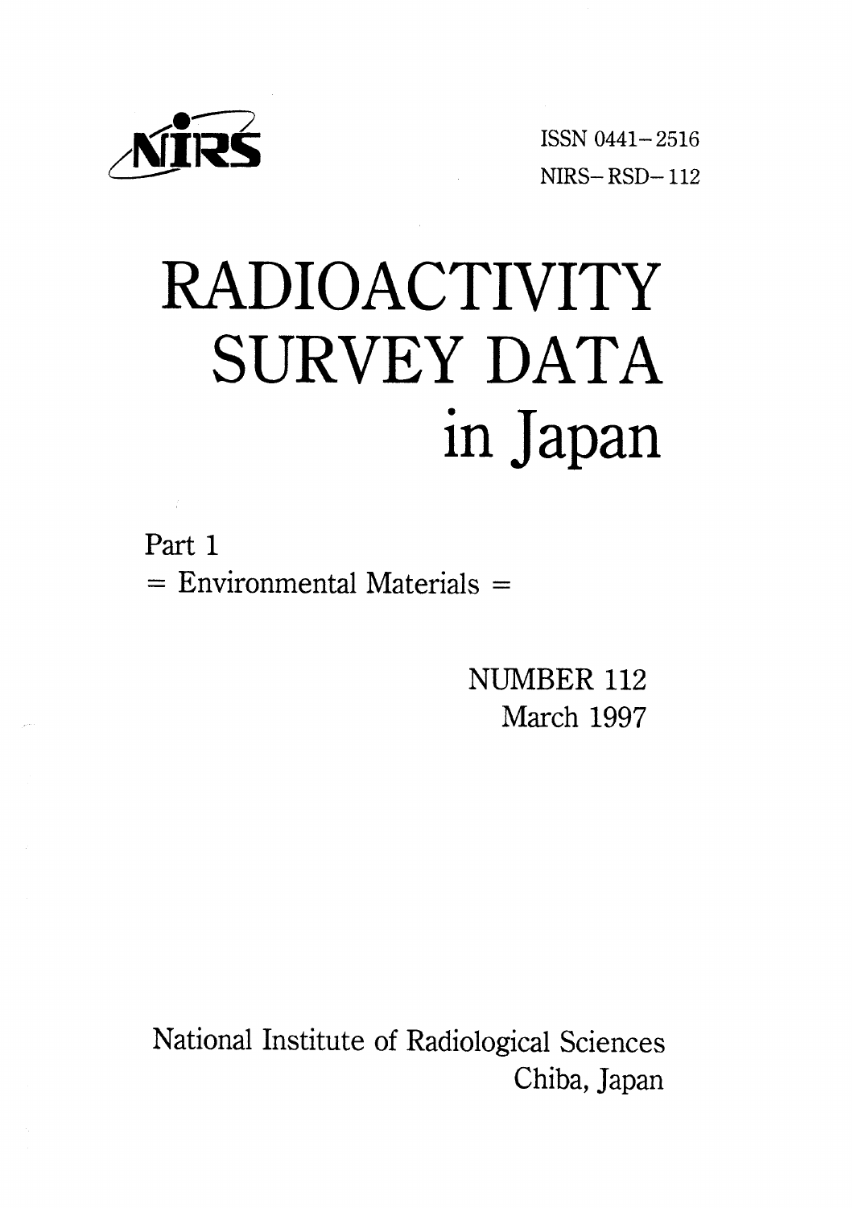NIRS

ISSN 0441－2516

NIRS－RSD－112

# RADIOACTIVITY SURVEY DATA in Japan

Part 1

= Environmental Materials =

NUMBER 112

March 1997

National Institute of Radiological Sciences

Chiba, Japan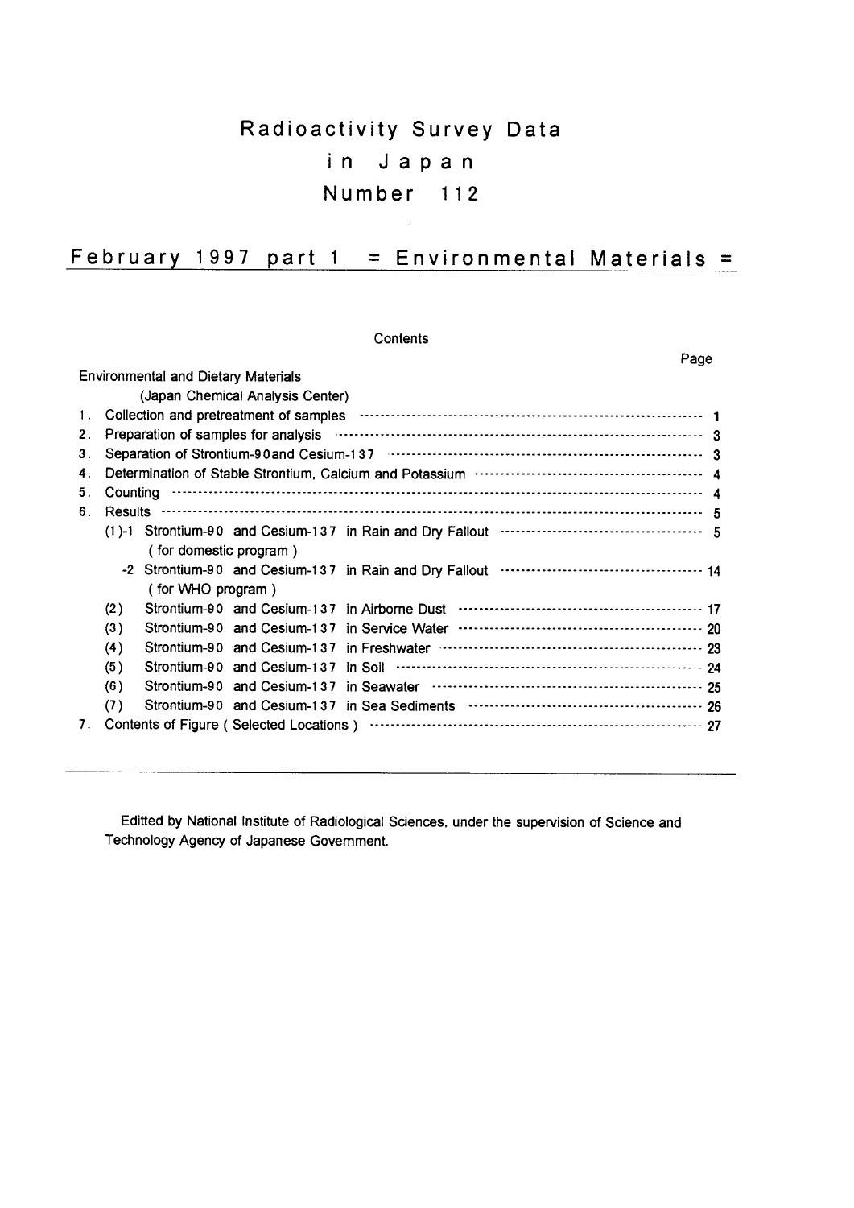# Radioactivity Survey Data in Japan Number 112

## February 1997 part 1 = Environmental Materials =

Contents

| | | Page |
|---|---|---|
| | **Environmental and Dietary Materials** (Japan Chemical Analysis Center) | |
| 1. | Collection and pretreatment of samples | 1 |
| 2. | Preparation of samples for analysis | 3 |
| 3. | Separation of Strontium-90and Cesium-137 | 3 |
| 4. | Determination of Stable Strontium, Calcium and Potassium | 4 |
| 5. | Counting | 4 |
| 6. | Results | 5 |
| | (1)-1 Strontium-90 and Cesium-137 in Rain and Dry Fallout (for domestic program) | 5 |
| | -2 Strontium-90 and Cesium-137 in Rain and Dry Fallout (for WHO program) | 14 |
| | (2) Strontium-90 and Cesium-137 in Airborne Dust | 17 |
| | (3) Strontium-90 and Cesium-137 in Service Water | 20 |
| | (4) Strontium-90 and Cesium-137 in Freshwater | 23 |
| | (5) Strontium-90 and Cesium-137 in Soil | 24 |
| | (6) Strontium-90 and Cesium-137 in Seawater | 25 |
| | (7) Strontium-90 and Cesium-137 in Sea Sediments | 26 |
| 7. | Contents of Figure (Selected Locations) | 27 |

---

Editted by National Institute of Radiological Sciences, under the supervision of Science and Technology Agency of Japanese Government.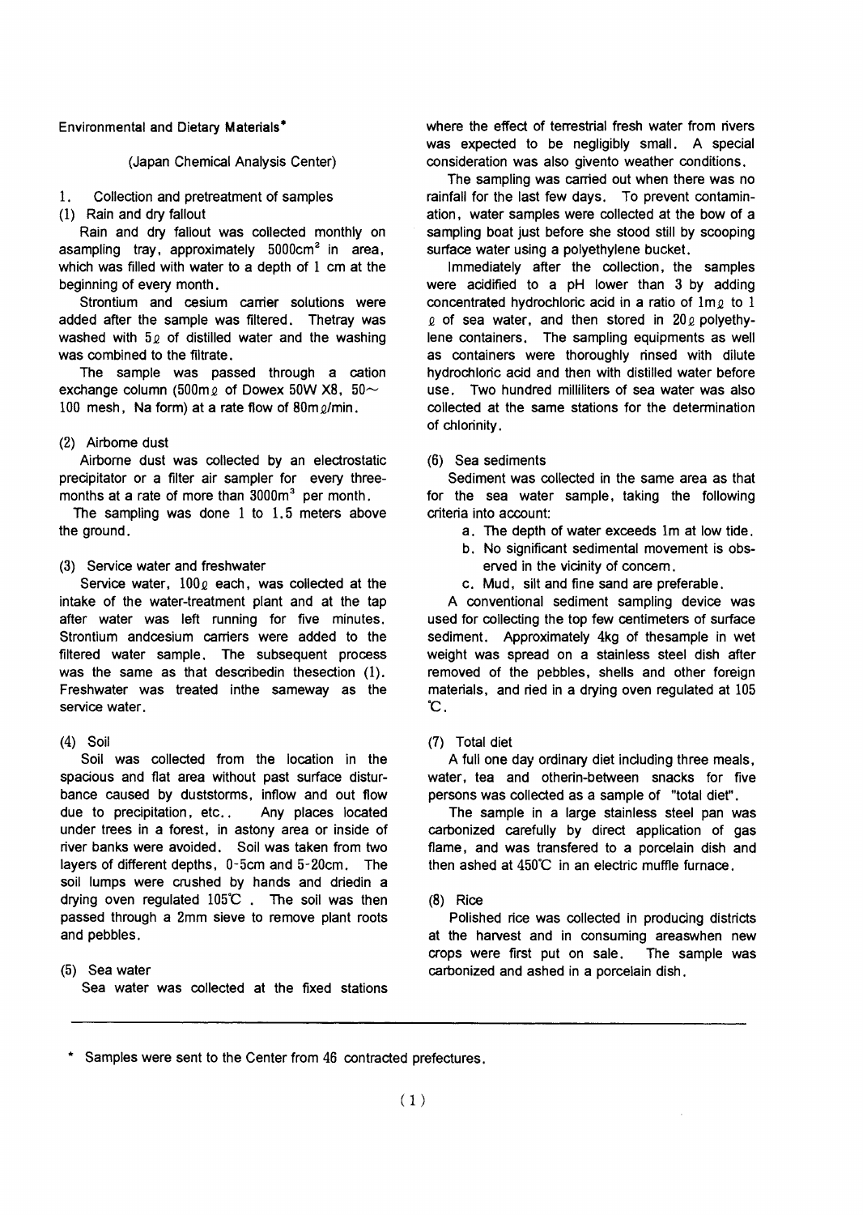Environmental and Dietary Materials*

(Japan Chemical Analysis Center)

1. Collection and pretreatment of samples

(1) Rain and dry fallout

Rain and dry fallout was collected monthly on asampling tray, approximately 5000cm$^2$ in area, which was filled with water to a depth of 1 cm at the beginning of every month.

Strontium and cesium carrier solutions were added after the sample was filtered. Thetray was washed with 5ℓ of distilled water and the washing was combined to the filtrate.

The sample was passed through a cation exchange column (500mℓ of Dowex 50W X8, 50~100 mesh, Na form) at a rate flow of 80mℓ/min.

(2) Airborne dust

Airborne dust was collected by an electrostatic precipitator or a filter air sampler for every three-months at a rate of more than 3000m$^3$ per month.

The sampling was done 1 to 1.5 meters above the ground.

(3) Service water and freshwater

Service water, 100ℓ each, was collected at the intake of the water-treatment plant and at the tap after water was left running for five minutes. Strontium andcesium carriers were added to the filtered water sample. The subsequent process was the same as that describedin thesection (1). Freshwater was treated inthe sameway as the service water.

(4) Soil

Soil was collected from the location in the spacious and flat area without past surface disturbance caused by duststorms, inflow and out flow due to precipitation, etc.. Any places located under trees in a forest, in astony area or inside of river banks were avoided. Soil was taken from two layers of different depths, 0-5cm and 5-20cm. The soil lumps were crushed by hands and driedin a drying oven regulated 105℃ . The soil was then passed through a 2mm sieve to remove plant roots and pebbles.

(5) Sea water

Sea water was collected at the fixed stations where the effect of terrestrial fresh water from rivers was expected to be negligibly small. A special consideration was also givento weather conditions.

The sampling was carried out when there was no rainfall for the last few days. To prevent contamination, water samples were collected at the bow of a sampling boat just before she stood still by scooping surface water using a polyethylene bucket.

Immediately after the collection, the samples were acidified to a pH lower than 3 by adding concentrated hydrochloric acid in a ratio of 1mℓ to 1 ℓ of sea water, and then stored in 20ℓ polyethylene containers. The sampling equipments as well as containers were thoroughly rinsed with dilute hydrochloric acid and then with distilled water before use. Two hundred milliliters of sea water was also collected at the same stations for the determination of chlorinity.

(6) Sea sediments

Sediment was collected in the same area as that for the sea water sample, taking the following criteria into account:

a. The depth of water exceeds 1m at low tide.

b. No significant sedimental movement is observed in the vicinity of concern.

c. Mud, silt and fine sand are preferable.

A conventional sediment sampling device was used for collecting the top few centimeters of surface sediment. Approximately 4kg of thesample in wet weight was spread on a stainless steel dish after removed of the pebbles, shells and other foreign materials, and ried in a drying oven regulated at 105 ℃.

(7) Total diet

A full one day ordinary diet including three meals, water, tea and otherin-between snacks for five persons was collected as a sample of "total diet".

The sample in a large stainless steel pan was carbonized carefully by direct application of gas flame, and was transfered to a porcelain dish and then ashed at 450℃ in an electric muffle furnace.

(8) Rice

Polished rice was collected in producing districts at the harvest and in consuming areaswhen new crops were first put on sale. The sample was carbonized and ashed in a porcelain dish.

---

* Samples were sent to the Center from 46 contracted prefectures.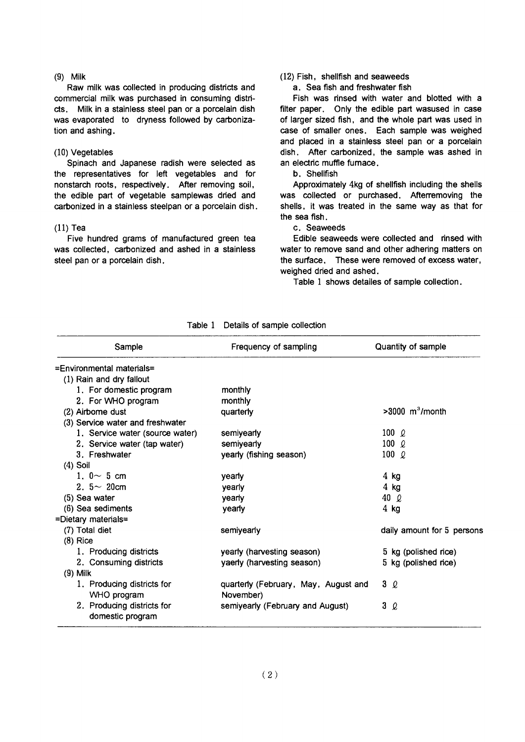(9) Milk

Raw milk was collected in producing districts and commercial milk was purchased in consuming districts. Milk in a stainless steel pan or a porcelain dish was evaporated to dryness followed by carbonization and ashing.

(10) Vegetables

Spinach and Japanese radish were selected as the representatives for left vegetables and for nonstarch roots, respectively. After removing soil, the edible part of vegetable samplewas dried and carbonized in a stainless steelpan or a porcelain dish.

(11) Tea

Five hundred grams of manufactured green tea was collected, carbonized and ashed in a stainless steel pan or a porcelain dish.

(12) Fish, shellfish and seaweeds

a. Sea fish and freshwater fish

Fish was rinsed with water and blotted with a filter paper. Only the edible part wasused in case of larger sized fish, and the whole part was used in case of smaller ones. Each sample was weighed and placed in a stainless steel pan or a porcelain dish. After carbonized, the sample was ashed in an electric muffle furnace.

b. Shellfish

Approximately 4kg of shellfish including the shells was collected or purchased. Afterremoving the shells, it was treated in the same way as that for the sea fish.

c. Seaweeds

Edible seaweeds were collected and rinsed with water to remove sand and other adhering matters on the surface. These were removed of excess water, weighed dried and ashed.

Table 1 shows detailes of sample collection.

Table 1 Details of sample collection

| Sample | Frequency of sampling | Quantity of sample |
|---|---|---|
| =Environmental materials= | | |
| (1) Rain and dry fallout | | |
| 1. For domestic program | monthly | |
| 2. For WHO program | monthly | |
| (2) Airborne dust | quarterly | >3000 $m^3$/month |
| (3) Service water and freshwater | | |
| 1. Service water (source water) | semiyearly | 100 ℓ |
| 2. Service water (tap water) | semiyearly | 100 ℓ |
| 3. Freshwater | yearly (fishing season) | 100 ℓ |
| (4) Soil | | |
| 1. 0～ 5 cm | yearly | 4 kg |
| 2. 5～ 20cm | yearly | 4 kg |
| (5) Sea water | yearly | 40 ℓ |
| (6) Sea sediments | yearly | 4 kg |
| =Dietary materials= | | |
| (7) Total diet | semiyearly | daily amount for 5 persons |
| (8) Rice | | |
| 1. Producing districts | yearly (harvesting season) | 5 kg (polished rice) |
| 2. Consuming districts | yaerly (harvesting season) | 5 kg (polished rice) |
| (9) Milk | | |
| 1. Producing districts for WHO program | quarterly (February, May, August and November) | 3 ℓ |
| 2. Producing districts for domestic program | semiyearly (February and August) | 3 ℓ |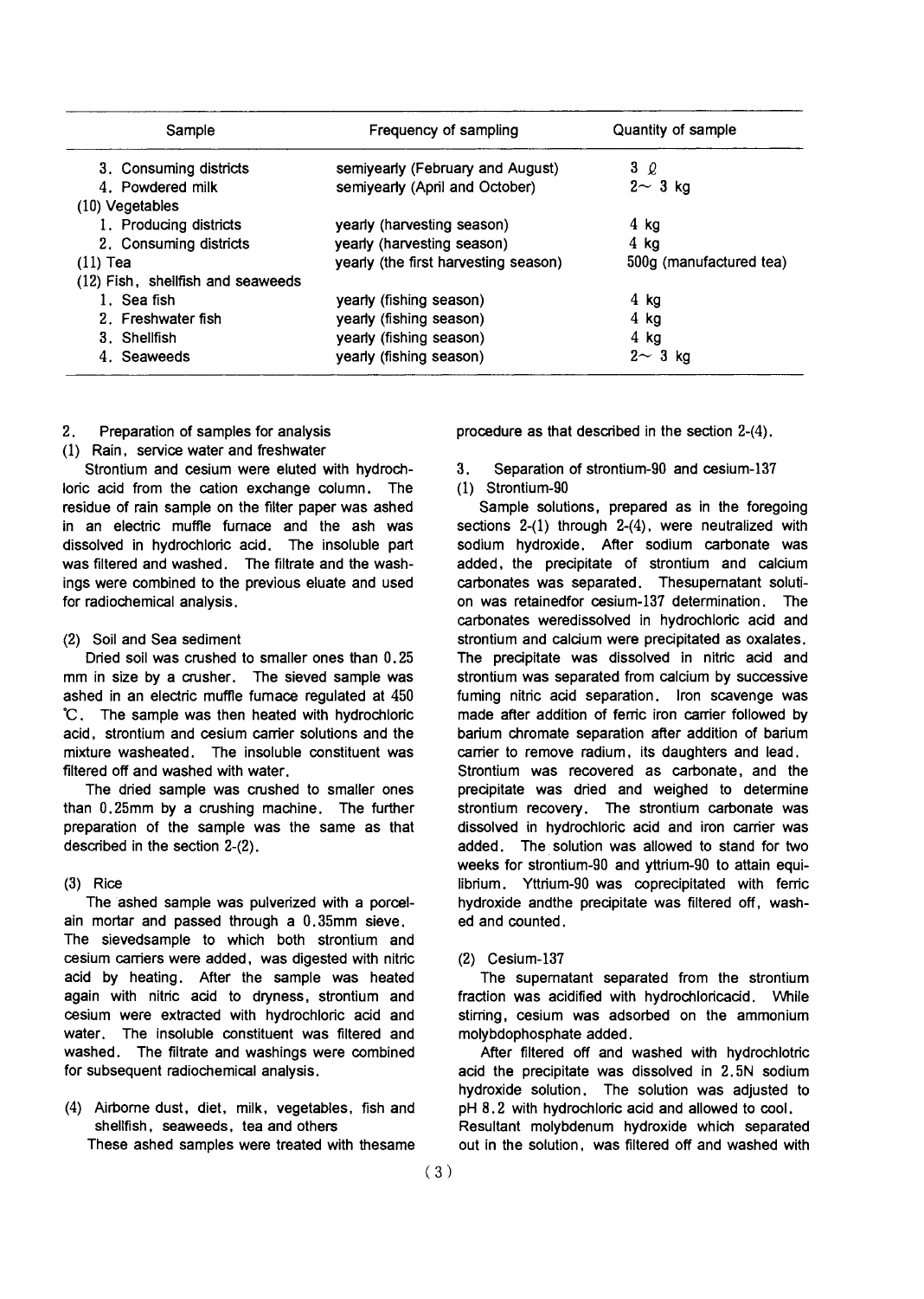| Sample | Frequency of sampling | Quantity of sample |
|---|---|---|
| 3. Consuming districts | semiyearly (February and August) | 3 ℓ |
| 4. Powdered milk | semiyearly (April and October) | 2～ 3 kg |
| (10) Vegetables | | |
| 1. Producing districts | yearly (harvesting season) | 4 kg |
| 2. Consuming districts | yearly (harvesting season) | 4 kg |
| (11) Tea | yearly (the first harvesting season) | 500g (manufactured tea) |
| (12) Fish, shellfish and seaweeds | | |
| 1. Sea fish | yearly (fishing season) | 4 kg |
| 2. Freshwater fish | yearly (fishing season) | 4 kg |
| 3. Shellfish | yearly (fishing season) | 4 kg |
| 4. Seaweeds | yearly (fishing season) | 2～ 3 kg |

## 2. Preparation of samples for analysis

### (1) Rain, service water and freshwater

Strontium and cesium were eluted with hydrochloric acid from the cation exchange column. The residue of rain sample on the filter paper was ashed in an electric muffle furnace and the ash was dissolved in hydrochloric acid. The insoluble part was filtered and washed. The filtrate and the washings were combined to the previous eluate and used for radiochemical analysis.

### (2) Soil and Sea sediment

Dried soil was crushed to smaller ones than 0.25 mm in size by a crusher. The sieved sample was ashed in an electric muffle furnace regulated at 450 ℃. The sample was then heated with hydrochloric acid, strontium and cesium carrier solutions and the mixture washeated. The insoluble constituent was filtered off and washed with water.

The dried sample was crushed to smaller ones than 0.25mm by a crushing machine. The further preparation of the sample was the same as that described in the section 2-(2).

### (3) Rice

The ashed sample was pulverized with a porcelain mortar and passed through a 0.35mm sieve. The sievedsample to which both strontium and cesium carriers were added, was digested with nitric acid by heating. After the sample was heated again with nitric acid to dryness, strontium and cesium were extracted with hydrochloric acid and water. The insoluble constituent was filtered and washed. The filtrate and washings were combined for subsequent radiochemical analysis.

### (4) Airborne dust, diet, milk, vegetables, fish and shellfish, seaweeds, tea and others

These ashed samples were treated with thesame procedure as that described in the section 2-(4).

## 3. Separation of strontium-90 and cesium-137

### (1) Strontium-90

Sample solutions, prepared as in the foregoing sections 2-(1) through 2-(4), were neutralized with sodium hydroxide. After sodium carbonate was added, the precipitate of strontium and calcium carbonates was separated. Thesupernatant solution was retainedfor cesium-137 determination. The carbonates weredissolved in hydrochloric acid and strontium and calcium were precipitated as oxalates. The precipitate was dissolved in nitric acid and strontium was separated from calcium by successive fuming nitric acid separation. Iron scavenge was made after addition of ferric iron carrier followed by barium chromate separation after addition of barium carrier to remove radium, its daughters and lead. Strontium was recovered as carbonate, and the precipitate was dried and weighed to determine strontium recovery. The strontium carbonate was dissolved in hydrochloric acid and iron carrier was added. The solution was allowed to stand for two weeks for strontium-90 and yttrium-90 to attain equilibrium. Yttrium-90 was coprecipitated with ferric hydroxide andthe precipitate was filtered off, washed and counted.

### (2) Cesium-137

The supernatant separated from the strontium fraction was acidified with hydrochloricacid. While stirring, cesium was adsorbed on the ammonium molybdophosphate added.

After filtered off and washed with hydrochlotric acid the precipitate was dissolved in 2.5N sodium hydroxide solution. The solution was adjusted to pH 8.2 with hydrochloric acid and allowed to cool. Resultant molybdenum hydroxide which separated out in the solution, was filtered off and washed with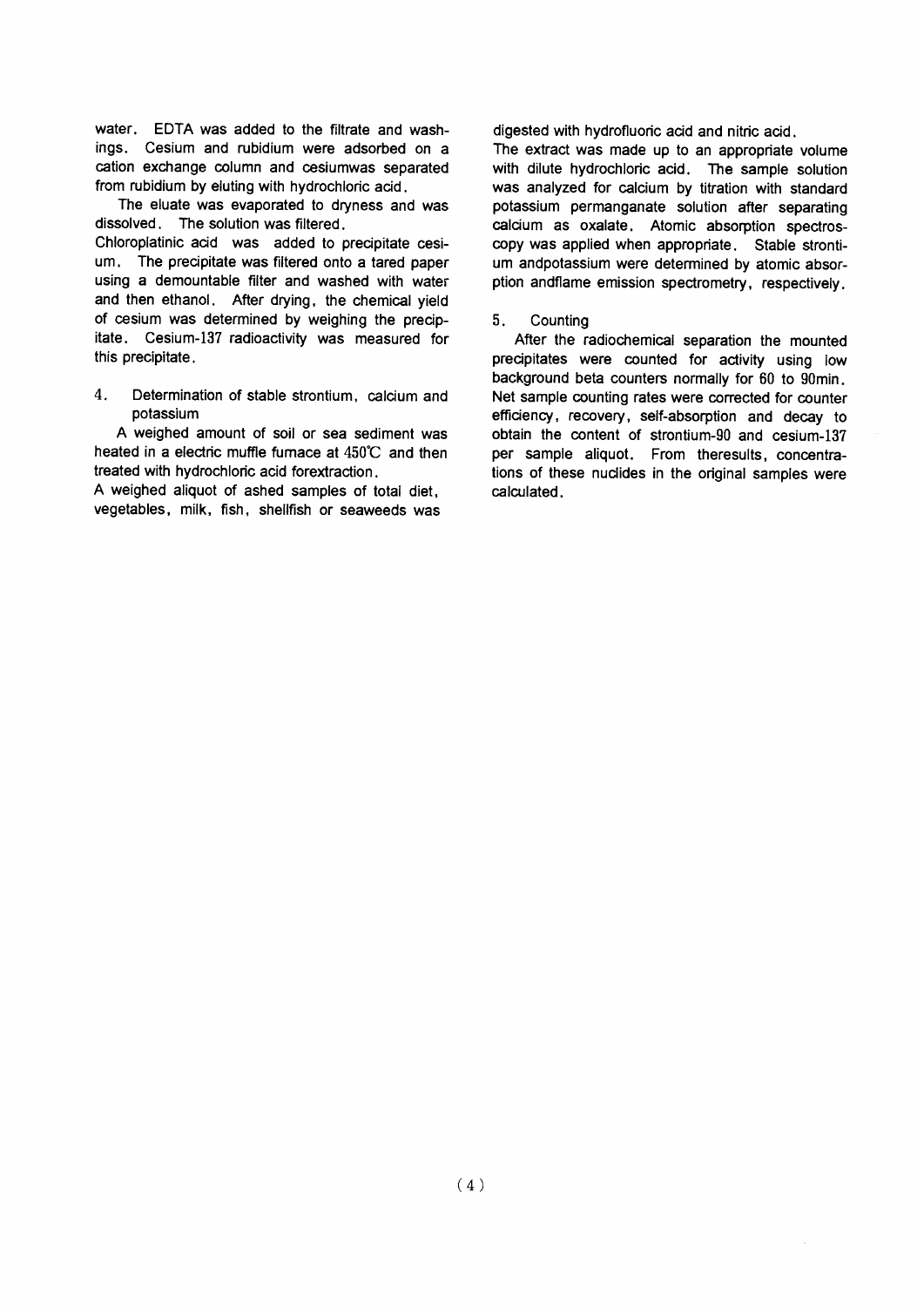water. EDTA was added to the filtrate and washings. Cesium and rubidium were adsorbed on a cation exchange column and cesiumwas separated from rubidium by eluting with hydrochloric acid.

The eluate was evaporated to dryness and was dissolved. The solution was filtered.
Chloroplatinic acid was added to precipitate cesium. The precipitate was filtered onto a tared paper using a demountable filter and washed with water and then ethanol. After drying, the chemical yield of cesium was determined by weighing the precipitate. Cesium-137 radioactivity was measured for this precipitate.

4. Determination of stable strontium, calcium and potassium

A weighed amount of soil or sea sediment was heated in a electric muffle furnace at 450℃ and then treated with hydrochloric acid forextraction.
A weighed aliquot of ashed samples of total diet, vegetables, milk, fish, shellfish or seaweeds was digested with hydrofluoric acid and nitric acid.
The extract was made up to an appropriate volume with dilute hydrochloric acid. The sample solution was analyzed for calcium by titration with standard potassium permanganate solution after separating calcium as oxalate. Atomic absorption spectroscopy was applied when appropriate. Stable strontium andpotassium were determined by atomic absorption andflame emission spectrometry, respectively.

5. Counting

After the radiochemical separation the mounted precipitates were counted for activity using low background beta counters normally for 60 to 90min. Net sample counting rates were corrected for counter efficiency, recovery, self-absorption and decay to obtain the content of strontium-90 and cesium-137 per sample aliquot. From theresults, concentrations of these nuclides in the original samples were calculated.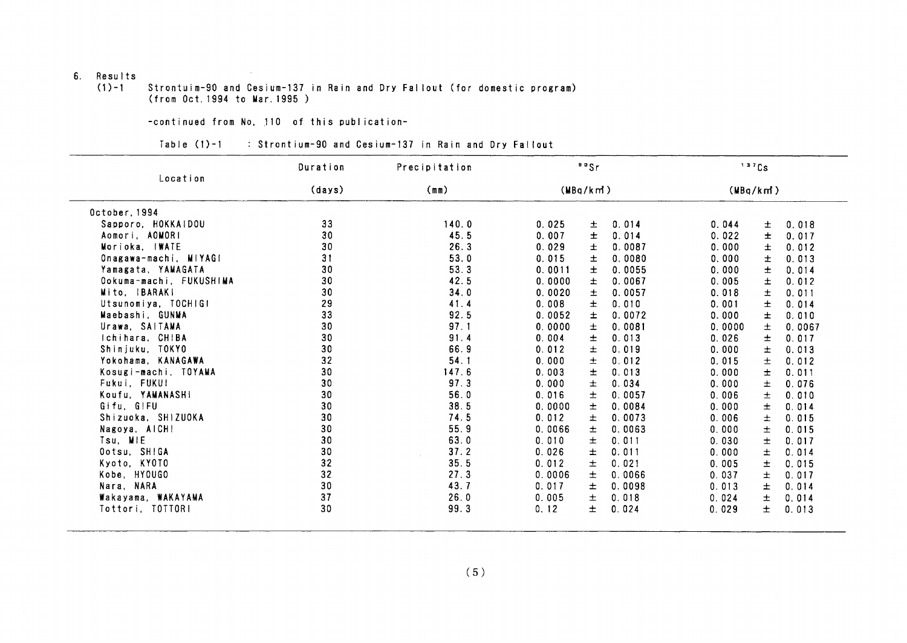6. Results

(1)-1 Strontuim-90 and Cesium-137 in Rain and Dry Fallout (for domestic program) (from Oct. 1994 to Mar. 1995 )

-continued from No. 110 of this publication-

Table (1)-1 : Strontium-90 and Cesium-137 in Rain and Dry Fallout

| Location | Duration (days) | Precipitation (mm) | $^{90}Sr$ (MBq/km²) | $^{137}Cs$ (MBq/km²) |
|---|---|---|---|---|
| October, 1994 | | | | |
| Sapporo, HOKKAIDOU | 33 | 140.0 | 0.025 ± 0.014 | 0.044 ± 0.018 |
| Aomori, AOMORI | 30 | 45.5 | 0.007 ± 0.014 | 0.022 ± 0.017 |
| Morioka, IWATE | 30 | 26.3 | 0.029 ± 0.0087 | 0.000 ± 0.012 |
| Onagawa-machi, MIYAGI | 31 | 53.0 | 0.015 ± 0.0080 | 0.000 ± 0.013 |
| Yamagata, YAMAGATA | 30 | 53.3 | 0.0011 ± 0.0055 | 0.000 ± 0.014 |
| Ookuma-machi, FUKUSHIMA | 30 | 42.5 | 0.0000 ± 0.0067 | 0.005 ± 0.012 |
| Mito, IBARAKI | 30 | 34.0 | 0.0020 ± 0.0057 | 0.018 ± 0.011 |
| Utsunomiya, TOCHIGI | 29 | 41.4 | 0.008 ± 0.010 | 0.001 ± 0.014 |
| Maebashi, GUNMA | 33 | 92.5 | 0.0052 ± 0.0072 | 0.000 ± 0.010 |
| Urawa, SAITAMA | 30 | 97.1 | 0.0000 ± 0.0081 | 0.0000 ± 0.0067 |
| Ichihara, CHIBA | 30 | 91.4 | 0.004 ± 0.013 | 0.026 ± 0.017 |
| Shinjuku, TOKYO | 30 | 66.9 | 0.012 ± 0.019 | 0.000 ± 0.013 |
| Yokohama, KANAGAWA | 32 | 54.1 | 0.000 ± 0.012 | 0.015 ± 0.012 |
| Kosugi-machi, TOYAMA | 30 | 147.6 | 0.003 ± 0.013 | 0.000 ± 0.011 |
| Fukui, FUKUI | 30 | 97.3 | 0.000 ± 0.034 | 0.000 ± 0.076 |
| Koufu, YAMANASHI | 30 | 56.0 | 0.016 ± 0.0057 | 0.006 ± 0.010 |
| Gifu, GIFU | 30 | 38.5 | 0.0000 ± 0.0084 | 0.000 ± 0.014 |
| Shizuoka, SHIZUOKA | 30 | 74.5 | 0.012 ± 0.0073 | 0.006 ± 0.015 |
| Nagoya, AICHI | 30 | 55.9 | 0.0066 ± 0.0063 | 0.000 ± 0.015 |
| Tsu, MIE | 30 | 63.0 | 0.010 ± 0.011 | 0.030 ± 0.017 |
| Ootsu, SHIGA | 30 | 37.2 | 0.026 ± 0.011 | 0.000 ± 0.014 |
| Kyoto, KYOTO | 32 | 35.5 | 0.012 ± 0.021 | 0.005 ± 0.015 |
| Kobe, HYOUGO | 32 | 27.3 | 0.0006 ± 0.0066 | 0.037 ± 0.017 |
| Nara, NARA | 30 | 43.7 | 0.017 ± 0.0098 | 0.013 ± 0.014 |
| Wakayama, WAKAYAMA | 37 | 26.0 | 0.005 ± 0.018 | 0.024 ± 0.014 |
| Tottori, TOTTORI | 30 | 99.3 | 0.12 ± 0.024 | 0.029 ± 0.013 |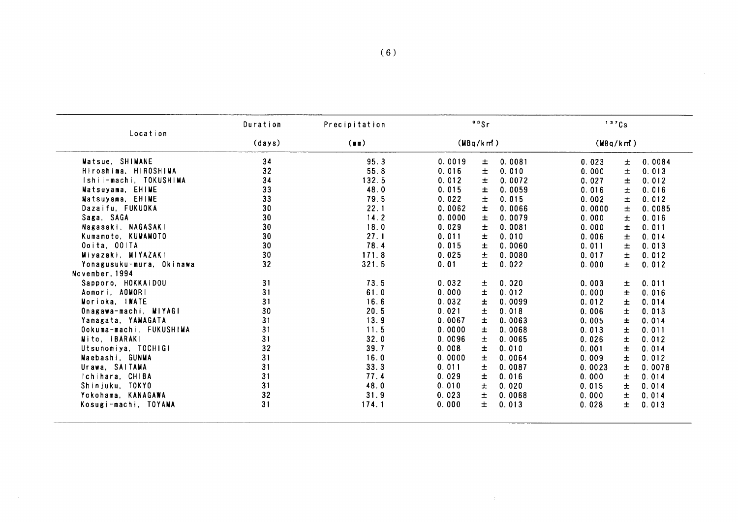| Location | Duration (days) | Precipitation (mm) | $^{90}Sr$ (MBq/km²) | $^{137}Cs$ (MBq/km²) |
|---|---|---|---|---|
| Matsue, SHIMANE | 34 | 95.3 | 0.0019 ± 0.0081 | 0.023 ± 0.0084 |
| Hiroshima, HIROSHIMA | 32 | 55.8 | 0.016 ± 0.010 | 0.000 ± 0.013 |
| Ishii-machi, TOKUSHIMA | 34 | 132.5 | 0.012 ± 0.0072 | 0.027 ± 0.012 |
| Matsuyama, EHIME | 33 | 48.0 | 0.015 ± 0.0059 | 0.016 ± 0.016 |
| Matsuyama, EHIME | 33 | 79.5 | 0.022 ± 0.015 | 0.002 ± 0.012 |
| Dazaifu, FUKUOKA | 30 | 22.1 | 0.0062 ± 0.0066 | 0.0000 ± 0.0085 |
| Saga, SAGA | 30 | 14.2 | 0.0000 ± 0.0079 | 0.000 ± 0.016 |
| Nagasaki, NAGASAKI | 30 | 18.0 | 0.029 ± 0.0081 | 0.000 ± 0.011 |
| Kumamoto, KUMAMOTO | 30 | 27.1 | 0.011 ± 0.010 | 0.006 ± 0.014 |
| Ooita, OOITA | 30 | 78.4 | 0.015 ± 0.0060 | 0.011 ± 0.013 |
| Miyazaki, MIYAZAKI | 30 | 171.8 | 0.025 ± 0.0080 | 0.017 ± 0.012 |
| Yonagusuku-mura, Okinawa | 32 | 321.5 | 0.01 ± 0.022 | 0.000 ± 0.012 |
| November, 1994 | | | | |
| Sapporo, HOKKAIDOU | 31 | 73.5 | 0.032 ± 0.020 | 0.003 ± 0.011 |
| Aomori, AOMORI | 31 | 61.0 | 0.000 ± 0.012 | 0.000 ± 0.016 |
| Morioka, IWATE | 31 | 16.6 | 0.032 ± 0.0099 | 0.012 ± 0.014 |
| Onagawa-machi, MIYAGI | 30 | 20.5 | 0.021 ± 0.018 | 0.006 ± 0.013 |
| Yamagata, YAMAGATA | 31 | 13.9 | 0.0067 ± 0.0063 | 0.005 ± 0.014 |
| Ookuma-machi, FUKUSHIMA | 31 | 11.5 | 0.0000 ± 0.0068 | 0.013 ± 0.011 |
| Mito, IBARAKI | 31 | 32.0 | 0.0096 ± 0.0065 | 0.026 ± 0.012 |
| Utsunomiya, TOCHIGI | 32 | 39.7 | 0.008 ± 0.010 | 0.001 ± 0.014 |
| Maebashi, GUNMA | 31 | 16.0 | 0.0000 ± 0.0064 | 0.009 ± 0.012 |
| Urawa, SAITAMA | 31 | 33.3 | 0.011 ± 0.0087 | 0.0023 ± 0.0078 |
| Ichihara, CHIBA | 31 | 77.4 | 0.029 ± 0.016 | 0.000 ± 0.014 |
| Shinjuku, TOKYO | 31 | 48.0 | 0.010 ± 0.020 | 0.015 ± 0.014 |
| Yokohama, KANAGAWA | 32 | 31.9 | 0.023 ± 0.0068 | 0.000 ± 0.014 |
| Kosugi-machi, TOYAMA | 31 | 174.1 | 0.000 ± 0.013 | 0.028 ± 0.013 |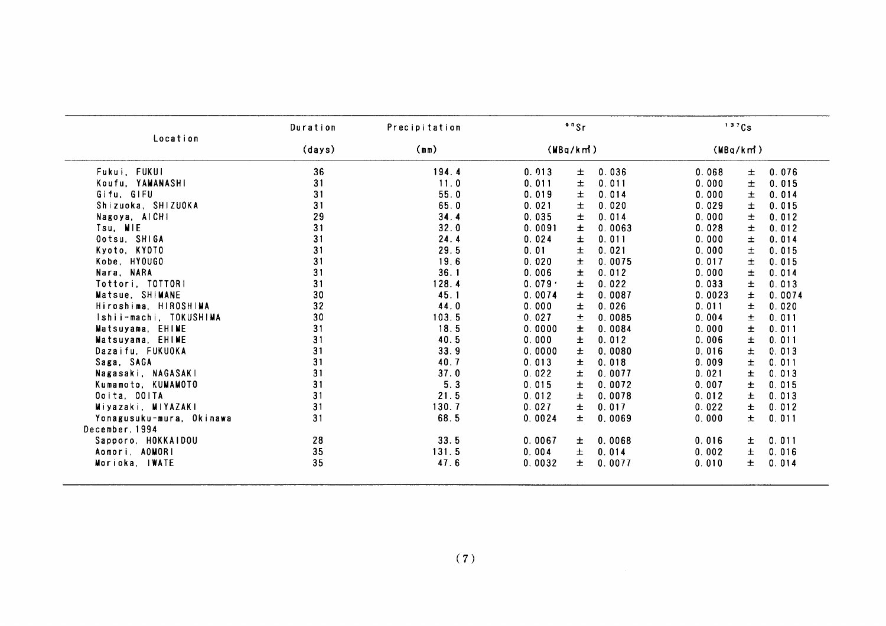| Location | Duration (days) | Precipitation (mm) | $^{90}Sr$ (MBq/km²) | $^{137}Cs$ (MBq/km²) |
|---|---|---|---|---|
| Fukui, FUKUI | 36 | 194.4 | 0.013 ± 0.036 | 0.068 ± 0.076 |
| Koufu, YAMANASHI | 31 | 11.0 | 0.011 ± 0.011 | 0.000 ± 0.015 |
| Gifu, GIFU | 31 | 55.0 | 0.019 ± 0.014 | 0.000 ± 0.014 |
| Shizuoka, SHIZUOKA | 31 | 65.0 | 0.021 ± 0.020 | 0.029 ± 0.015 |
| Nagoya, AICHI | 29 | 34.4 | 0.035 ± 0.014 | 0.000 ± 0.012 |
| Tsu, MIE | 31 | 32.0 | 0.0091 ± 0.0063 | 0.028 ± 0.012 |
| Ootsu, SHIGA | 31 | 24.4 | 0.024 ± 0.011 | 0.000 ± 0.014 |
| Kyoto, KYOTO | 31 | 29.5 | 0.01 ± 0.021 | 0.000 ± 0.015 |
| Kobe, HYOUGO | 31 | 19.6 | 0.020 ± 0.0075 | 0.017 ± 0.015 |
| Nara, NARA | 31 | 36.1 | 0.006 ± 0.012 | 0.000 ± 0.014 |
| Tottori, TOTTORI | 31 | 128.4 | 0.079 ± 0.022 | 0.033 ± 0.013 |
| Matsue, SHIMANE | 30 | 45.1 | 0.0074 ± 0.0087 | 0.0023 ± 0.0074 |
| Hiroshima, HIROSHIMA | 32 | 44.0 | 0.000 ± 0.026 | 0.011 ± 0.020 |
| Ishii-machi, TOKUSHIMA | 30 | 103.5 | 0.027 ± 0.0085 | 0.004 ± 0.011 |
| Matsuyama, EHIME | 31 | 18.5 | 0.0000 ± 0.0084 | 0.000 ± 0.011 |
| Matsuyama, EHIME | 31 | 40.5 | 0.000 ± 0.012 | 0.006 ± 0.011 |
| Dazaifu, FUKUOKA | 31 | 33.9 | 0.0000 ± 0.0080 | 0.016 ± 0.013 |
| Saga, SAGA | 31 | 40.7 | 0.013 ± 0.018 | 0.009 ± 0.011 |
| Nagasaki, NAGASAKI | 31 | 37.0 | 0.022 ± 0.0077 | 0.021 ± 0.013 |
| Kumamoto, KUMAMOTO | 31 | 5.3 | 0.015 ± 0.0072 | 0.007 ± 0.015 |
| Ooita, OOITA | 31 | 21.5 | 0.012 ± 0.0078 | 0.012 ± 0.013 |
| Miyazaki, MIYAZAKI | 31 | 130.7 | 0.027 ± 0.017 | 0.022 ± 0.012 |
| Yonagusuku-mura, Okinawa | 31 | 68.5 | 0.0024 ± 0.0069 | 0.000 ± 0.011 |
| December, 1994 | | | | |
| Sapporo, HOKKAIDOU | 28 | 33.5 | 0.0067 ± 0.0068 | 0.016 ± 0.011 |
| Aomori, AOMORI | 35 | 131.5 | 0.004 ± 0.014 | 0.002 ± 0.016 |
| Morioka, IWATE | 35 | 47.6 | 0.0032 ± 0.0077 | 0.010 ± 0.014 |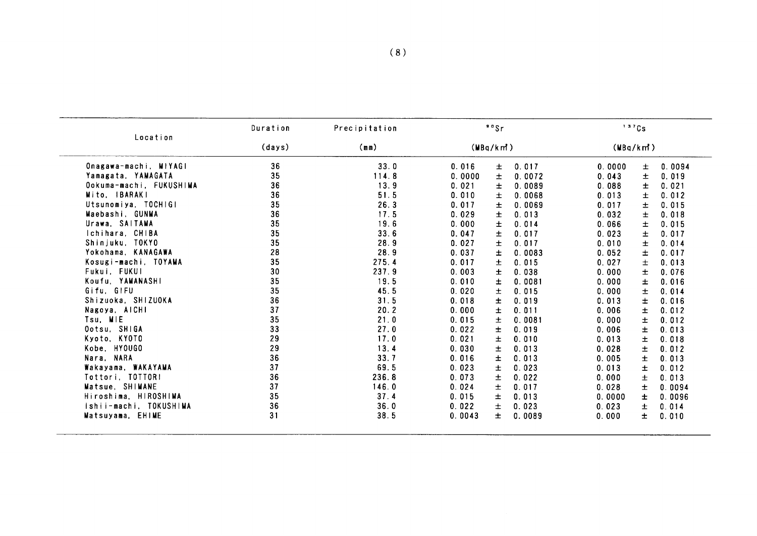| Location | Duration (days) | Precipitation (mm) | $^{90}Sr$ (MBq/km²) | $^{137}Cs$ (MBq/km²) |
|---|---|---|---|---|
| Onagawa-machi, MIYAGI | 36 | 33.0 | 0.016 ± 0.017 | 0.0000 ± 0.0094 |
| Yamagata, YAMAGATA | 35 | 114.8 | 0.0000 ± 0.0072 | 0.043 ± 0.019 |
| Ookuma-machi, FUKUSHIMA | 36 | 13.9 | 0.021 ± 0.0089 | 0.088 ± 0.021 |
| Mito, IBARAKI | 36 | 51.5 | 0.010 ± 0.0068 | 0.013 ± 0.012 |
| Utsunomiya, TOCHIGI | 35 | 26.3 | 0.017 ± 0.0069 | 0.017 ± 0.015 |
| Maebashi, GUNMA | 36 | 17.5 | 0.029 ± 0.013 | 0.032 ± 0.018 |
| Urawa, SAITAMA | 35 | 19.6 | 0.000 ± 0.014 | 0.066 ± 0.015 |
| Ichihara, CHIBA | 35 | 33.6 | 0.047 ± 0.017 | 0.023 ± 0.017 |
| Shinjuku, TOKYO | 35 | 28.9 | 0.027 ± 0.017 | 0.010 ± 0.014 |
| Yokohama, KANAGAWA | 28 | 28.9 | 0.037 ± 0.0083 | 0.052 ± 0.017 |
| Kosugi-machi, TOYAMA | 35 | 275.4 | 0.017 ± 0.015 | 0.027 ± 0.013 |
| Fukui, FUKUI | 30 | 237.9 | 0.003 ± 0.038 | 0.000 ± 0.076 |
| Koufu, YAMANASHI | 35 | 19.5 | 0.010 ± 0.0081 | 0.000 ± 0.016 |
| Gifu, GIFU | 35 | 45.5 | 0.020 ± 0.015 | 0.000 ± 0.014 |
| Shizuoka, SHIZUOKA | 36 | 31.5 | 0.018 ± 0.019 | 0.013 ± 0.016 |
| Nagoya, AICHI | 37 | 20.2 | 0.000 ± 0.011 | 0.006 ± 0.012 |
| Tsu, MIE | 35 | 21.0 | 0.015 ± 0.0081 | 0.000 ± 0.012 |
| Ootsu, SHIGA | 33 | 27.0 | 0.022 ± 0.019 | 0.006 ± 0.013 |
| Kyoto, KYOTO | 29 | 17.0 | 0.021 ± 0.010 | 0.013 ± 0.018 |
| Kobe, HYOUGO | 29 | 13.4 | 0.030 ± 0.013 | 0.028 ± 0.012 |
| Nara, NARA | 36 | 33.7 | 0.016 ± 0.013 | 0.005 ± 0.013 |
| Wakayama, WAKAYAMA | 37 | 69.5 | 0.023 ± 0.023 | 0.013 ± 0.012 |
| Tottori, TOTTORI | 36 | 236.8 | 0.073 ± 0.022 | 0.000 ± 0.013 |
| Matsue, SHIMANE | 37 | 146.0 | 0.024 ± 0.017 | 0.028 ± 0.0094 |
| Hiroshima, HIROSHIMA | 35 | 37.4 | 0.015 ± 0.013 | 0.0000 ± 0.0096 |
| Ishii-machi, TOKUSHIMA | 36 | 36.0 | 0.022 ± 0.023 | 0.023 ± 0.014 |
| Matsuyama, EHIME | 31 | 38.5 | 0.0043 ± 0.0089 | 0.000 ± 0.010 |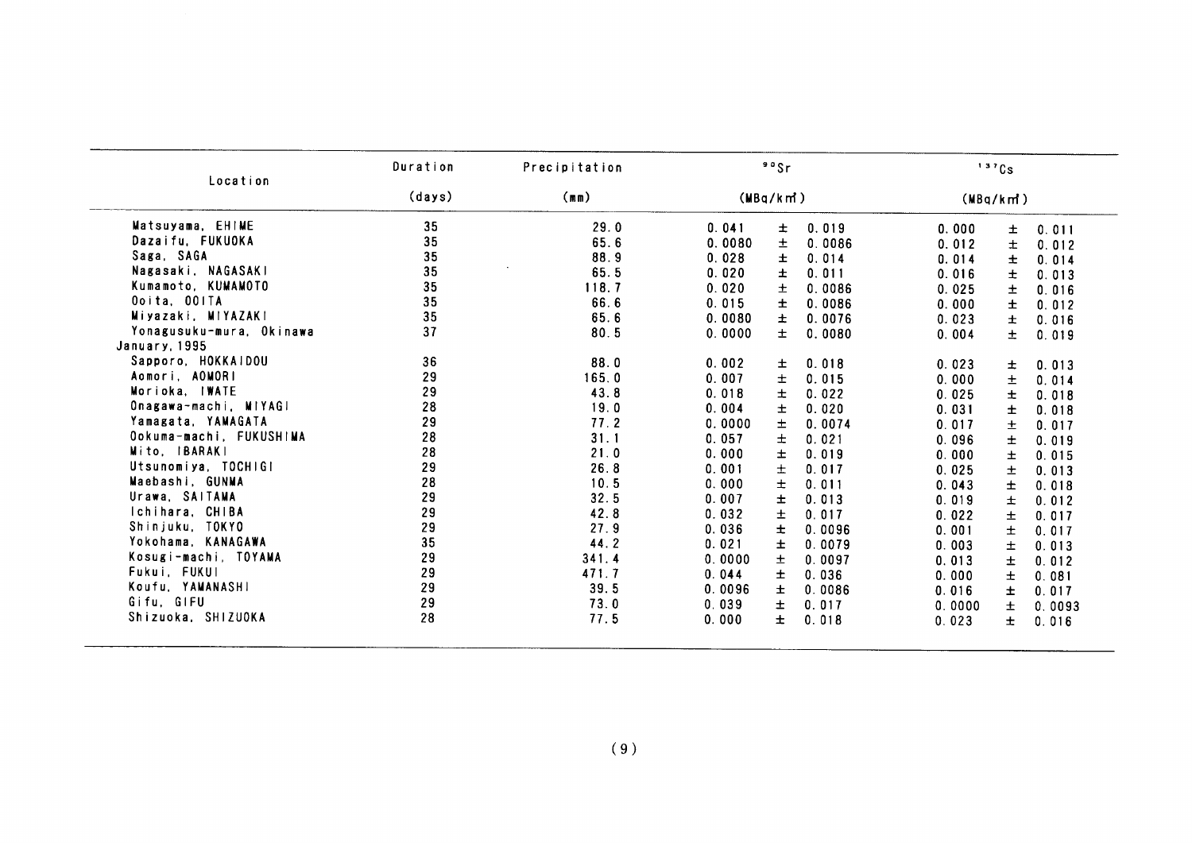| Location | Duration (days) | Precipitation (mm) | $^{90}Sr$ (MBq/km²) | $^{137}Cs$ (MBq/km²) |
|---|---|---|---|---|
| Matsuyama, EHIME | 35 | 29.0 | 0.041 ± 0.019 | 0.000 ± 0.011 |
| Dazaifu, FUKUOKA | 35 | 65.6 | 0.0080 ± 0.0086 | 0.012 ± 0.012 |
| Saga, SAGA | 35 | 88.9 | 0.028 ± 0.014 | 0.014 ± 0.014 |
| Nagasaki, NAGASAKI | 35 | 65.5 | 0.020 ± 0.011 | 0.016 ± 0.013 |
| Kumamoto, KUMAMOTO | 35 | 118.7 | 0.020 ± 0.0086 | 0.025 ± 0.016 |
| Ooita, OOITA | 35 | 66.6 | 0.015 ± 0.0086 | 0.000 ± 0.012 |
| Miyazaki, MIYAZAKI | 35 | 65.6 | 0.0080 ± 0.0076 | 0.023 ± 0.016 |
| Yonagusuku-mura, Okinawa | 37 | 80.5 | 0.0000 ± 0.0080 | 0.004 ± 0.019 |
| January, 1995 | | | | |
| Sapporo, HOKKAIDOU | 36 | 88.0 | 0.002 ± 0.018 | 0.023 ± 0.013 |
| Aomori, AOMORI | 29 | 165.0 | 0.007 ± 0.015 | 0.000 ± 0.014 |
| Morioka, IWATE | 29 | 43.8 | 0.018 ± 0.022 | 0.025 ± 0.018 |
| Onagawa-machi, MIYAGI | 28 | 19.0 | 0.004 ± 0.020 | 0.031 ± 0.018 |
| Yamagata, YAMAGATA | 29 | 77.2 | 0.0000 ± 0.0074 | 0.017 ± 0.017 |
| Ookuma-machi, FUKUSHIMA | 28 | 31.1 | 0.057 ± 0.021 | 0.096 ± 0.019 |
| Mito, IBARAKI | 28 | 21.0 | 0.000 ± 0.019 | 0.000 ± 0.015 |
| Utsunomiya, TOCHIGI | 29 | 26.8 | 0.001 ± 0.017 | 0.025 ± 0.013 |
| Maebashi, GUNMA | 28 | 10.5 | 0.000 ± 0.011 | 0.043 ± 0.018 |
| Urawa, SAITAMA | 29 | 32.5 | 0.007 ± 0.013 | 0.019 ± 0.012 |
| Ichihara, CHIBA | 29 | 42.8 | 0.032 ± 0.017 | 0.022 ± 0.017 |
| Shinjuku, TOKYO | 29 | 27.9 | 0.036 ± 0.0096 | 0.001 ± 0.017 |
| Yokohama, KANAGAWA | 35 | 44.2 | 0.021 ± 0.0079 | 0.003 ± 0.013 |
| Kosugi-machi, TOYAMA | 29 | 341.4 | 0.0000 ± 0.0097 | 0.013 ± 0.012 |
| Fukui, FUKUI | 29 | 471.7 | 0.044 ± 0.036 | 0.000 ± 0.081 |
| Koufu, YAMANASHI | 29 | 39.5 | 0.0096 ± 0.0086 | 0.016 ± 0.017 |
| Gifu, GIFU | 29 | 73.0 | 0.039 ± 0.017 | 0.0000 ± 0.0093 |
| Shizuoka, SHIZUOKA | 28 | 77.5 | 0.000 ± 0.018 | 0.023 ± 0.016 |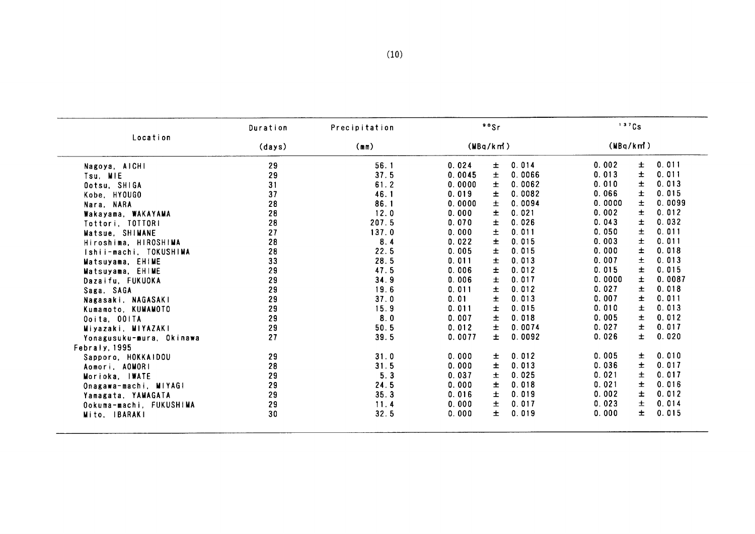| Location | Duration (days) | Precipitation (mm) | $^{90}Sr$ (MBq/km²) | $^{137}Cs$ (MBq/km²) |
|---|---|---|---|---|
| Nagoya, AICHI | 29 | 56.1 | 0.024 ± 0.014 | 0.002 ± 0.011 |
| Tsu, MIE | 29 | 37.5 | 0.0045 ± 0.0066 | 0.013 ± 0.011 |
| Ootsu, SHIGA | 31 | 61.2 | 0.0000 ± 0.0062 | 0.010 ± 0.013 |
| Kobe, HYOUGO | 37 | 46.1 | 0.019 ± 0.0082 | 0.066 ± 0.015 |
| Nara, NARA | 28 | 86.1 | 0.0000 ± 0.0094 | 0.0000 ± 0.0099 |
| Wakayama, WAKAYAMA | 28 | 12.0 | 0.000 ± 0.021 | 0.002 ± 0.012 |
| Tottori, TOTTORI | 28 | 207.5 | 0.070 ± 0.026 | 0.043 ± 0.032 |
| Matsue, SHIMANE | 27 | 137.0 | 0.000 ± 0.011 | 0.050 ± 0.011 |
| Hiroshima, HIROSHIMA | 28 | 8.4 | 0.022 ± 0.015 | 0.003 ± 0.011 |
| Ishii-machi, TOKUSHIMA | 28 | 22.5 | 0.005 ± 0.015 | 0.000 ± 0.018 |
| Matsuyama, EHIME | 33 | 28.5 | 0.011 ± 0.013 | 0.007 ± 0.013 |
| Matsuyama, EHIME | 29 | 47.5 | 0.006 ± 0.012 | 0.015 ± 0.015 |
| Dazaifu, FUKUOKA | 29 | 34.9 | 0.006 ± 0.017 | 0.0000 ± 0.0087 |
| Saga, SAGA | 29 | 19.6 | 0.011 ± 0.012 | 0.027 ± 0.018 |
| Nagasaki, NAGASAKI | 29 | 37.0 | 0.01 ± 0.013 | 0.007 ± 0.011 |
| Kumamoto, KUMAMOTO | 29 | 15.9 | 0.011 ± 0.015 | 0.010 ± 0.013 |
| Ooita, OOITA | 29 | 8.0 | 0.007 ± 0.018 | 0.005 ± 0.012 |
| Miyazaki, MIYAZAKI | 29 | 50.5 | 0.012 ± 0.0074 | 0.027 ± 0.017 |
| Yonagusuku-mura, Okinawa | 27 | 39.5 | 0.0077 ± 0.0092 | 0.026 ± 0.020 |
| Febraly, 1995 | | | | |
| Sapporo, HOKKAIDOU | 29 | 31.0 | 0.000 ± 0.012 | 0.005 ± 0.010 |
| Aomori, AOMORI | 28 | 31.5 | 0.000 ± 0.013 | 0.036 ± 0.017 |
| Morioka, IWATE | 29 | 5.3 | 0.037 ± 0.025 | 0.021 ± 0.017 |
| Onagawa-machi, MIYAGI | 29 | 24.5 | 0.000 ± 0.018 | 0.021 ± 0.016 |
| Yamagata, YAMAGATA | 29 | 35.3 | 0.016 ± 0.019 | 0.002 ± 0.012 |
| Ookuma-machi, FUKUSHIMA | 29 | 11.4 | 0.000 ± 0.017 | 0.023 ± 0.014 |
| Mito, IBARAKI | 30 | 32.5 | 0.000 ± 0.019 | 0.000 ± 0.015 |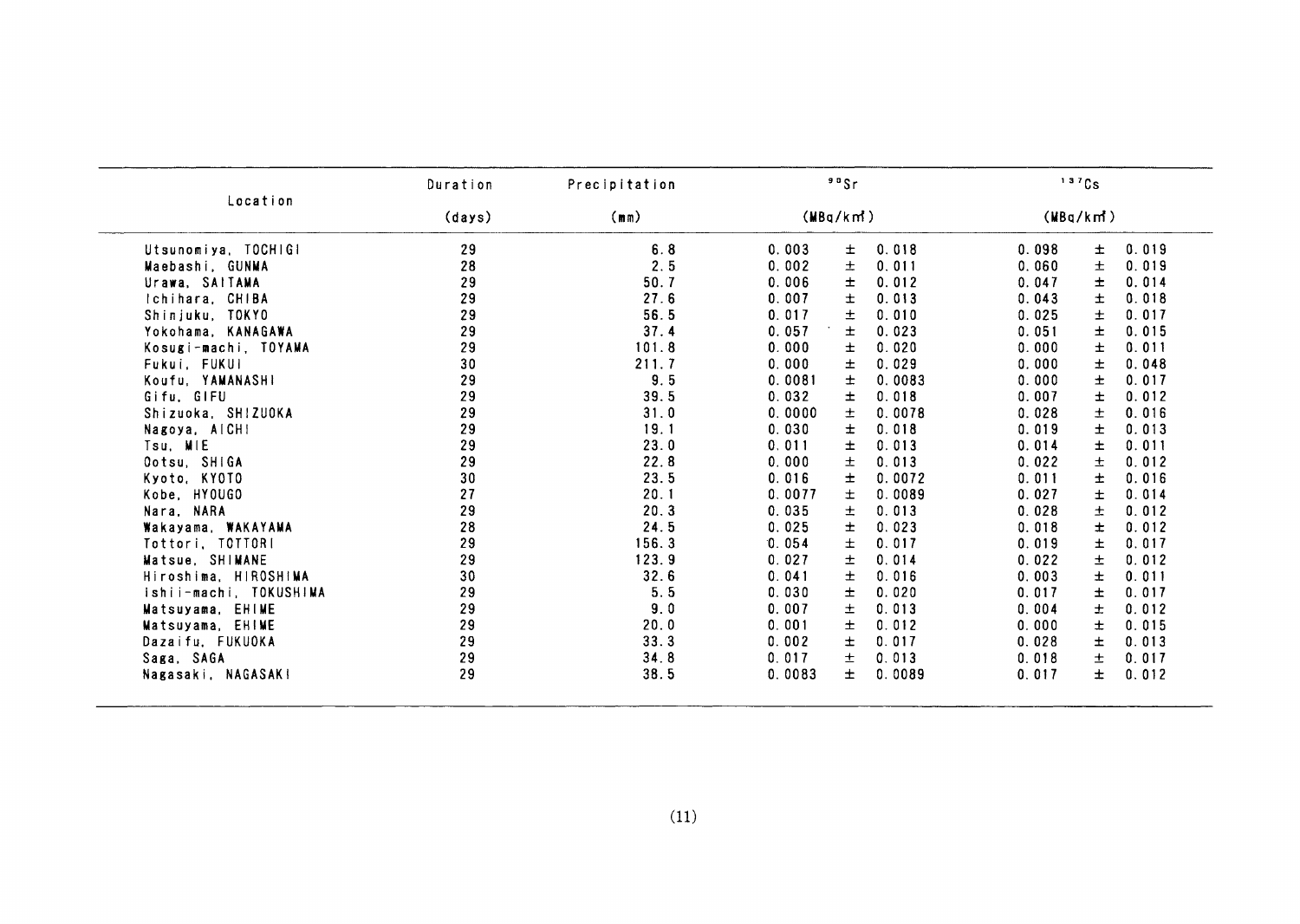| Location | Duration | Precipitation | $^{90}Sr$ | $^{137}Cs$ |
|---|---|---|---|---|
| | (days) | (mm) | (MBq/km²) | (MBq/km²) |
| Utsunomiya, TOCHIGI | 29 | 6.8 | 0.003 ± 0.018 | 0.098 ± 0.019 |
| Maebashi, GUNMA | 28 | 2.5 | 0.002 ± 0.011 | 0.060 ± 0.019 |
| Urawa, SAITAMA | 29 | 50.7 | 0.006 ± 0.012 | 0.047 ± 0.014 |
| Ichihara, CHIBA | 29 | 27.6 | 0.007 ± 0.013 | 0.043 ± 0.018 |
| Shinjuku, TOKYO | 29 | 56.5 | 0.017 ± 0.010 | 0.025 ± 0.017 |
| Yokohama, KANAGAWA | 29 | 37.4 | 0.057 ± 0.023 | 0.051 ± 0.015 |
| Kosugi-machi, TOYAMA | 29 | 101.8 | 0.000 ± 0.020 | 0.000 ± 0.011 |
| Fukui, FUKUI | 30 | 211.7 | 0.000 ± 0.029 | 0.000 ± 0.048 |
| Koufu, YAMANASHI | 29 | 9.5 | 0.0081 ± 0.0083 | 0.000 ± 0.017 |
| Gifu, GIFU | 29 | 39.5 | 0.032 ± 0.018 | 0.007 ± 0.012 |
| Shizuoka, SHIZUOKA | 29 | 31.0 | 0.0000 ± 0.0078 | 0.028 ± 0.016 |
| Nagoya, AICHI | 29 | 19.1 | 0.030 ± 0.018 | 0.019 ± 0.013 |
| Tsu, MIE | 29 | 23.0 | 0.011 ± 0.013 | 0.014 ± 0.011 |
| Ootsu, SHIGA | 29 | 22.8 | 0.000 ± 0.013 | 0.022 ± 0.012 |
| Kyoto, KYOTO | 30 | 23.5 | 0.016 ± 0.0072 | 0.011 ± 0.016 |
| Kobe, HYOUGO | 27 | 20.1 | 0.0077 ± 0.0089 | 0.027 ± 0.014 |
| Nara, NARA | 29 | 20.3 | 0.035 ± 0.013 | 0.028 ± 0.012 |
| Wakayama, WAKAYAMA | 28 | 24.5 | 0.025 ± 0.023 | 0.018 ± 0.012 |
| Tottori, TOTTORI | 29 | 156.3 | 0.054 ± 0.017 | 0.019 ± 0.017 |
| Matsue, SHIMANE | 29 | 123.9 | 0.027 ± 0.014 | 0.022 ± 0.012 |
| Hiroshima, HIROSHIMA | 30 | 32.6 | 0.041 ± 0.016 | 0.003 ± 0.011 |
| Ishii-machi, TOKUSHIMA | 29 | 5.5 | 0.030 ± 0.020 | 0.017 ± 0.017 |
| Matsuyama, EHIME | 29 | 9.0 | 0.007 ± 0.013 | 0.004 ± 0.012 |
| Matsuyama, EHIME | 29 | 20.0 | 0.001 ± 0.012 | 0.000 ± 0.015 |
| Dazaifu, FUKUOKA | 29 | 33.3 | 0.002 ± 0.017 | 0.028 ± 0.013 |
| Saga, SAGA | 29 | 34.8 | 0.017 ± 0.013 | 0.018 ± 0.017 |
| Nagasaki, NAGASAKI | 29 | 38.5 | 0.0083 ± 0.0089 | 0.017 ± 0.012 |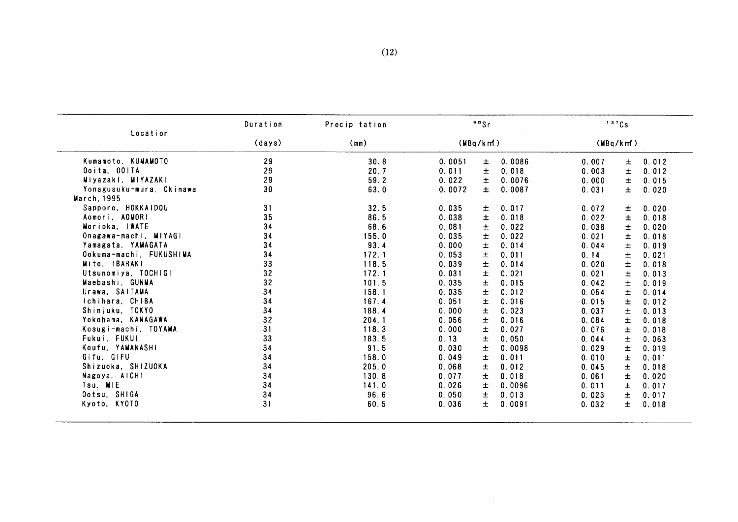| Location | Duration (days) | Precipitation (mm) | $^{90}Sr$ (MBq/km²) | $^{137}Cs$ (MBq/km²) |
|---|---|---|---|---|
| Kumamoto, KUMAMOTO | 29 | 30.8 | 0.0051 ± 0.0086 | 0.007 ± 0.012 |
| Ooita, OOITA | 29 | 20.7 | 0.011 ± 0.018 | 0.003 ± 0.012 |
| Miyazaki, MIYAZAKI | 29 | 59.2 | 0.022 ± 0.0076 | 0.000 ± 0.015 |
| Yonagusuku-mura, Okinawa | 30 | 63.0 | 0.0072 ± 0.0087 | 0.031 ± 0.020 |
| March, 1995 | | | | |
| Sapporo, HOKKAIDOU | 31 | 32.5 | 0.035 ± 0.017 | 0.072 ± 0.020 |
| Aomori, AOMORI | 35 | 86.5 | 0.038 ± 0.018 | 0.022 ± 0.018 |
| Morioka, IWATE | 34 | 68.6 | 0.081 ± 0.022 | 0.038 ± 0.020 |
| Onagawa-machi, MIYAGI | 34 | 155.0 | 0.035 ± 0.022 | 0.021 ± 0.018 |
| Yamagata, YAMAGATA | 34 | 93.4 | 0.000 ± 0.014 | 0.044 ± 0.019 |
| Ookuma-machi, FUKUSHIMA | 34 | 172.1 | 0.053 ± 0.011 | 0.14 ± 0.021 |
| Mito, IBARAKI | 33 | 118.5 | 0.039 ± 0.014 | 0.020 ± 0.018 |
| Utsunomiya, TOCHIGI | 32 | 172.1 | 0.031 ± 0.021 | 0.021 ± 0.013 |
| Maebashi, GUNMA | 32 | 101.5 | 0.035 ± 0.015 | 0.042 ± 0.019 |
| Urawa, SAITAMA | 34 | 158.1 | 0.035 ± 0.012 | 0.054 ± 0.014 |
| Ichihara, CHIBA | 34 | 167.4 | 0.051 ± 0.016 | 0.015 ± 0.012 |
| Shinjuku, TOKYO | 34 | 188.4 | 0.000 ± 0.023 | 0.037 ± 0.013 |
| Yokohama, KANAGAWA | 32 | 204.1 | 0.056 ± 0.016 | 0.084 ± 0.018 |
| Kosugi-machi, TOYAMA | 31 | 118.3 | 0.000 ± 0.027 | 0.076 ± 0.018 |
| Fukui, FUKUI | 33 | 183.5 | 0.13 ± 0.050 | 0.044 ± 0.063 |
| Koufu, YAMANASHI | 34 | 91.5 | 0.030 ± 0.0098 | 0.029 ± 0.019 |
| Gifu, GIFU | 34 | 158.0 | 0.049 ± 0.011 | 0.010 ± 0.011 |
| Shizuoka, SHIZUOKA | 34 | 205.0 | 0.068 ± 0.012 | 0.045 ± 0.018 |
| Nagoya, AICHI | 34 | 130.8 | 0.077 ± 0.018 | 0.061 ± 0.020 |
| Tsu, MIE | 34 | 141.0 | 0.026 ± 0.0096 | 0.011 ± 0.017 |
| Ootsu, SHIGA | 34 | 96.6 | 0.050 ± 0.013 | 0.023 ± 0.017 |
| Kyoto, KYOTO | 31 | 60.5 | 0.036 ± 0.0091 | 0.032 ± 0.018 |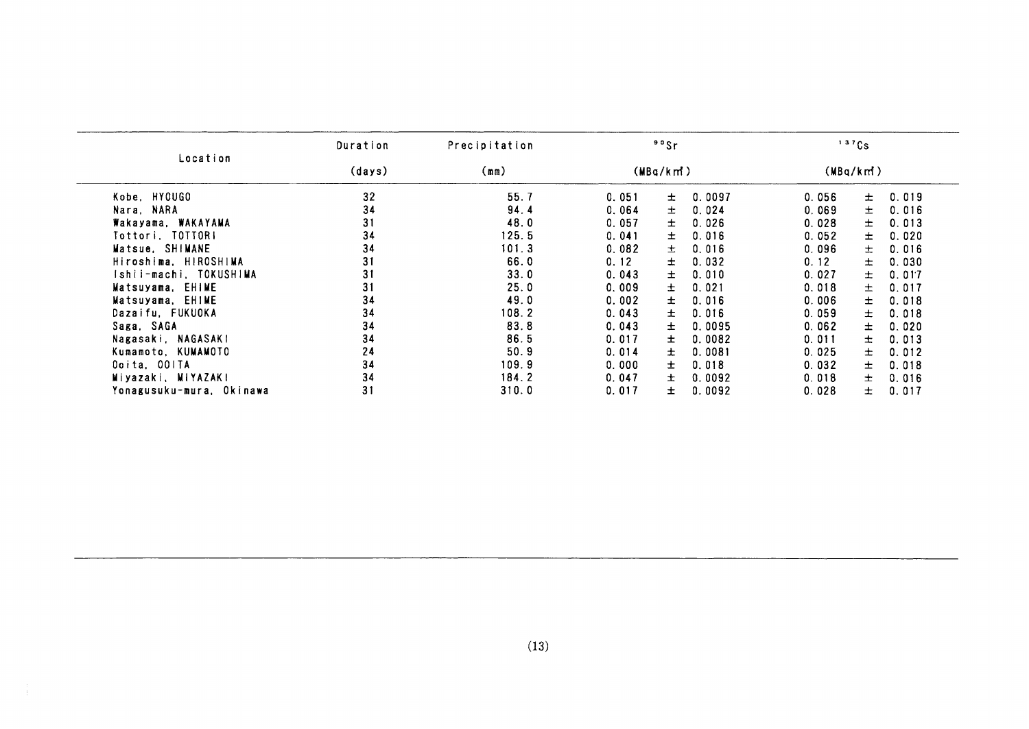| Location | Duration | Precipitation | $^{90}Sr$ | $^{137}Cs$ |
|---|---|---|---|---|
| | (days) | (mm) | (MBq/km²) | (MBq/km²) |
| Kobe, HYOUGO | 32 | 55.7 | 0.051 ± 0.0097 | 0.056 ± 0.019 |
| Nara, NARA | 34 | 94.4 | 0.064 ± 0.024 | 0.069 ± 0.016 |
| Wakayama, WAKAYAMA | 31 | 48.0 | 0.057 ± 0.026 | 0.028 ± 0.013 |
| Tottori, TOTTORI | 34 | 125.5 | 0.041 ± 0.016 | 0.052 ± 0.020 |
| Matsue, SHIMANE | 34 | 101.3 | 0.082 ± 0.016 | 0.096 ± 0.016 |
| Hiroshima, HIROSHIMA | 31 | 66.0 | 0.12 ± 0.032 | 0.12 ± 0.030 |
| Ishii-machi, TOKUSHIMA | 31 | 33.0 | 0.043 ± 0.010 | 0.027 ± 0.017 |
| Matsuyama, EHIME | 31 | 25.0 | 0.009 ± 0.021 | 0.018 ± 0.017 |
| Matsuyama, EHIME | 34 | 49.0 | 0.002 ± 0.016 | 0.006 ± 0.018 |
| Dazaifu, FUKUOKA | 34 | 108.2 | 0.043 ± 0.016 | 0.059 ± 0.018 |
| Saga, SAGA | 34 | 83.8 | 0.043 ± 0.0095 | 0.062 ± 0.020 |
| Nagasaki, NAGASAKI | 34 | 86.5 | 0.017 ± 0.0082 | 0.011 ± 0.013 |
| Kumamoto, KUMAMOTO | 24 | 50.9 | 0.014 ± 0.0081 | 0.025 ± 0.012 |
| Ooita, OOITA | 34 | 109.9 | 0.000 ± 0.018 | 0.032 ± 0.018 |
| Miyazaki, MIYAZAKI | 34 | 184.2 | 0.047 ± 0.0092 | 0.018 ± 0.016 |
| Yonagusuku-mura, Okinawa | 31 | 310.0 | 0.017 ± 0.0092 | 0.028 ± 0.017 |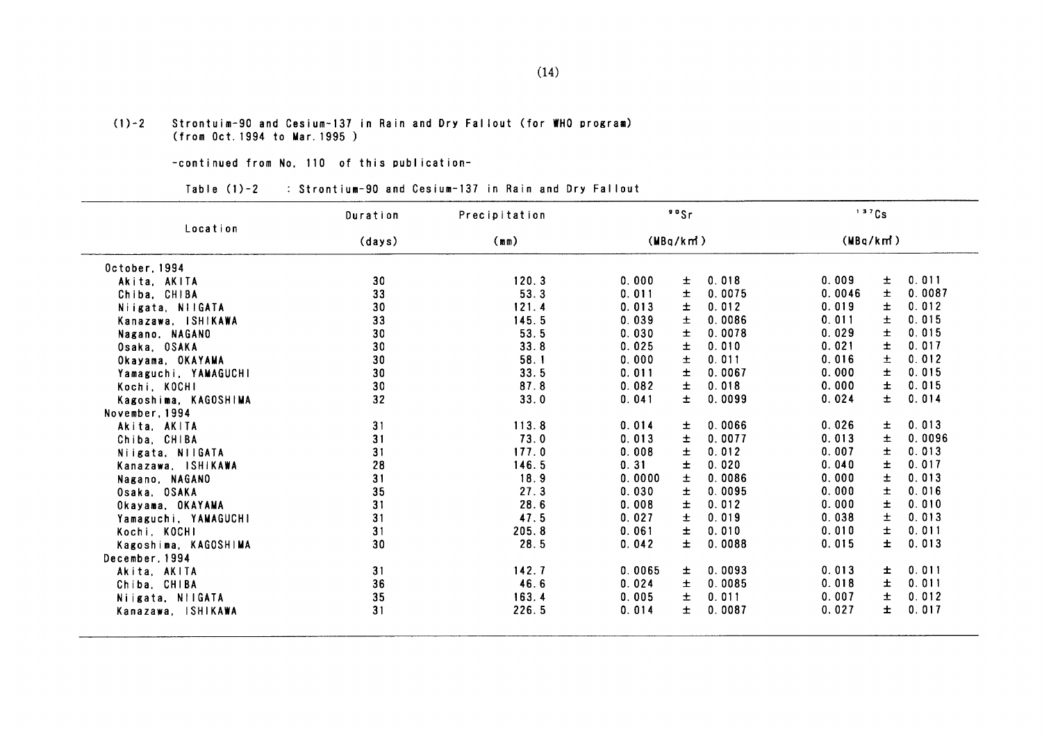(1)-2 Strontuim-90 and Cesium-137 in Rain and Dry Fallout (for WHO program)
(from Oct. 1994 to Mar. 1995 )

-continued from No. 110 of this publication-

Table (1)-2 : Strontium-90 and Cesium-137 in Rain and Dry Fallout

| Location | Duration (days) | Precipitation (mm) | $^{90}Sr$ (MBq/km²) | $^{137}Cs$ (MBq/km²) |
|---|---|---|---|---|
| October, 1994 | | | | |
| Akita, AKITA | 30 | 120.3 | 0.000 ± 0.018 | 0.009 ± 0.011 |
| Chiba, CHIBA | 33 | 53.3 | 0.011 ± 0.0075 | 0.0046 ± 0.0087 |
| Niigata, NIIGATA | 30 | 121.4 | 0.013 ± 0.012 | 0.019 ± 0.012 |
| Kanazawa, ISHIKAWA | 33 | 145.5 | 0.039 ± 0.0086 | 0.011 ± 0.015 |
| Nagano, NAGANO | 30 | 53.5 | 0.030 ± 0.0078 | 0.029 ± 0.015 |
| Osaka, OSAKA | 30 | 33.8 | 0.025 ± 0.010 | 0.021 ± 0.017 |
| Okayama, OKAYAMA | 30 | 58.1 | 0.000 ± 0.011 | 0.016 ± 0.012 |
| Yamaguchi, YAMAGUCHI | 30 | 33.5 | 0.011 ± 0.0067 | 0.000 ± 0.015 |
| Kochi, KOCHI | 30 | 87.8 | 0.082 ± 0.018 | 0.000 ± 0.015 |
| Kagoshima, KAGOSHIMA | 32 | 33.0 | 0.041 ± 0.0099 | 0.024 ± 0.014 |
| November, 1994 | | | | |
| Akita, AKITA | 31 | 113.8 | 0.014 ± 0.0066 | 0.026 ± 0.013 |
| Chiba, CHIBA | 31 | 73.0 | 0.013 ± 0.0077 | 0.013 ± 0.0096 |
| Niigata, NIIGATA | 31 | 177.0 | 0.008 ± 0.012 | 0.007 ± 0.013 |
| Kanazawa, ISHIKAWA | 28 | 146.5 | 0.31 ± 0.020 | 0.040 ± 0.017 |
| Nagano, NAGANO | 31 | 18.9 | 0.0000 ± 0.0086 | 0.000 ± 0.013 |
| Osaka, OSAKA | 35 | 27.3 | 0.030 ± 0.0095 | 0.000 ± 0.016 |
| Okayama, OKAYAMA | 31 | 28.6 | 0.008 ± 0.012 | 0.000 ± 0.010 |
| Yamaguchi, YAMAGUCHI | 31 | 47.5 | 0.027 ± 0.019 | 0.038 ± 0.013 |
| Kochi, KOCHI | 31 | 205.8 | 0.061 ± 0.010 | 0.010 ± 0.011 |
| Kagoshima, KAGOSHIMA | 30 | 28.5 | 0.042 ± 0.0088 | 0.015 ± 0.013 |
| December, 1994 | | | | |
| Akita, AKITA | 31 | 142.7 | 0.0065 ± 0.0093 | 0.013 ± 0.011 |
| Chiba, CHIBA | 36 | 46.6 | 0.024 ± 0.0085 | 0.018 ± 0.011 |
| Niigata, NIIGATA | 35 | 163.4 | 0.005 ± 0.011 | 0.007 ± 0.012 |
| Kanazawa, ISHIKAWA | 31 | 226.5 | 0.014 ± 0.0087 | 0.027 ± 0.017 |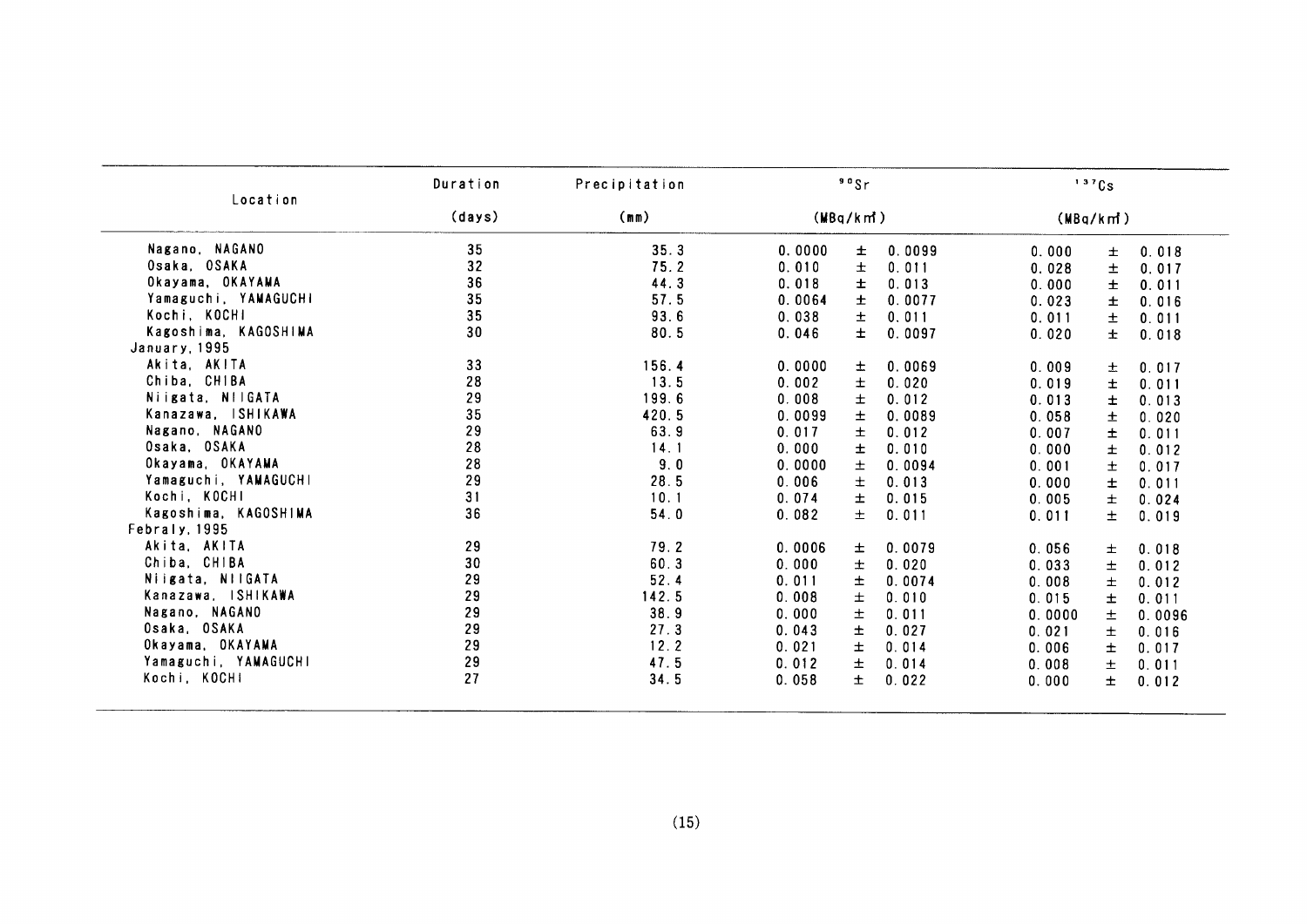| Location | Duration (days) | Precipitation (mm) | $^{90}Sr$ (MBq/km²) | $^{137}Cs$ (MBq/km²) |
|---|---|---|---|---|
| Nagano, NAGANO | 35 | 35.3 | 0.0000 ± 0.0099 | 0.000 ± 0.018 |
| Osaka, OSAKA | 32 | 75.2 | 0.010 ± 0.011 | 0.028 ± 0.017 |
| Okayama, OKAYAMA | 36 | 44.3 | 0.018 ± 0.013 | 0.000 ± 0.011 |
| Yamaguchi, YAMAGUCHI | 35 | 57.5 | 0.0064 ± 0.0077 | 0.023 ± 0.016 |
| Kochi, KOCHI | 35 | 93.6 | 0.038 ± 0.011 | 0.011 ± 0.011 |
| Kagoshima, KAGOSHIMA | 30 | 80.5 | 0.046 ± 0.0097 | 0.020 ± 0.018 |
| January, 1995 | | | | |
| Akita, AKITA | 33 | 156.4 | 0.0000 ± 0.0069 | 0.009 ± 0.017 |
| Chiba, CHIBA | 28 | 13.5 | 0.002 ± 0.020 | 0.019 ± 0.011 |
| Niigata, NIIGATA | 29 | 199.6 | 0.008 ± 0.012 | 0.013 ± 0.013 |
| Kanazawa, ISHIKAWA | 35 | 420.5 | 0.0099 ± 0.0089 | 0.058 ± 0.020 |
| Nagano, NAGANO | 29 | 63.9 | 0.017 ± 0.012 | 0.007 ± 0.011 |
| Osaka, OSAKA | 28 | 14.1 | 0.000 ± 0.010 | 0.000 ± 0.012 |
| Okayama, OKAYAMA | 28 | 9.0 | 0.0000 ± 0.0094 | 0.001 ± 0.017 |
| Yamaguchi, YAMAGUCHI | 29 | 28.5 | 0.006 ± 0.013 | 0.000 ± 0.011 |
| Kochi, KOCHI | 31 | 10.1 | 0.074 ± 0.015 | 0.005 ± 0.024 |
| Kagoshima, KAGOSHIMA | 36 | 54.0 | 0.082 ± 0.011 | 0.011 ± 0.019 |
| Febraly, 1995 | | | | |
| Akita, AKITA | 29 | 79.2 | 0.0006 ± 0.0079 | 0.056 ± 0.018 |
| Chiba, CHIBA | 30 | 60.3 | 0.000 ± 0.020 | 0.033 ± 0.012 |
| Niigata, NIIGATA | 29 | 52.4 | 0.011 ± 0.0074 | 0.008 ± 0.012 |
| Kanazawa, ISHIKAWA | 29 | 142.5 | 0.008 ± 0.010 | 0.015 ± 0.011 |
| Nagano, NAGANO | 29 | 38.9 | 0.000 ± 0.011 | 0.0000 ± 0.0096 |
| Osaka, OSAKA | 29 | 27.3 | 0.043 ± 0.027 | 0.021 ± 0.016 |
| Okayama, OKAYAMA | 29 | 12.2 | 0.021 ± 0.014 | 0.006 ± 0.017 |
| Yamaguchi, YAMAGUCHI | 29 | 47.5 | 0.012 ± 0.014 | 0.008 ± 0.011 |
| Kochi, KOCHI | 27 | 34.5 | 0.058 ± 0.022 | 0.000 ± 0.012 |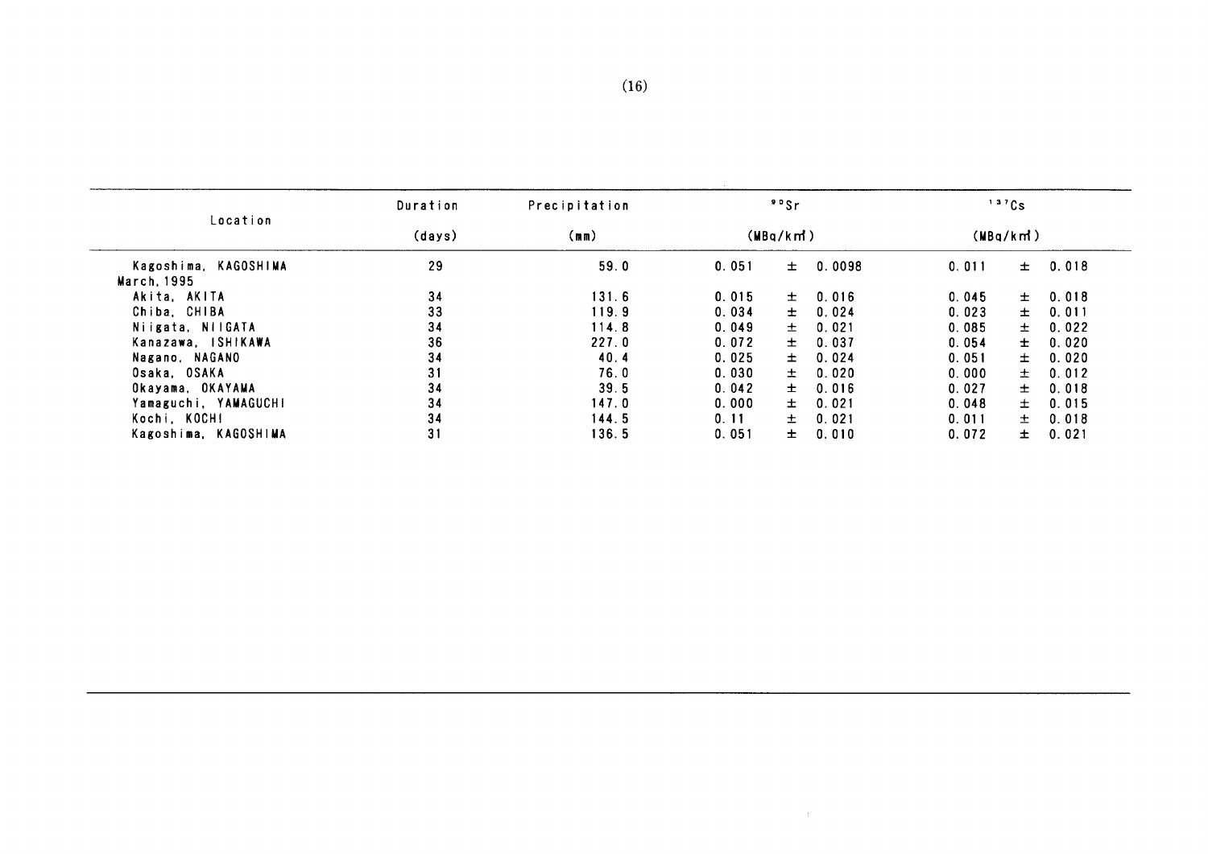| Location | Duration (days) | Precipitation (mm) | $^{90}Sr$ (MBq/km²) | $^{137}Cs$ (MBq/km²) |
|---|---|---|---|---|
| Kagoshima, KAGOSHIMA | 29 | 59.0 | 0.051 ± 0.0098 | 0.011 ± 0.018 |
| March, 1995 | | | | |
| Akita, AKITA | 34 | 131.6 | 0.015 ± 0.016 | 0.045 ± 0.018 |
| Chiba, CHIBA | 33 | 119.9 | 0.034 ± 0.024 | 0.023 ± 0.011 |
| Niigata, NIIGATA | 34 | 114.8 | 0.049 ± 0.021 | 0.085 ± 0.022 |
| Kanazawa, ISHIKAWA | 36 | 227.0 | 0.072 ± 0.037 | 0.054 ± 0.020 |
| Nagano, NAGANO | 34 | 40.4 | 0.025 ± 0.024 | 0.051 ± 0.020 |
| Osaka, OSAKA | 31 | 76.0 | 0.030 ± 0.020 | 0.000 ± 0.012 |
| Okayama, OKAYAMA | 34 | 39.5 | 0.042 ± 0.016 | 0.027 ± 0.018 |
| Yamaguchi, YAMAGUCHI | 34 | 147.0 | 0.000 ± 0.021 | 0.048 ± 0.015 |
| Kochi, KOCHI | 34 | 144.5 | 0.11 ± 0.021 | 0.011 ± 0.018 |
| Kagoshima, KAGOSHIMA | 31 | 136.5 | 0.051 ± 0.010 | 0.072 ± 0.021 |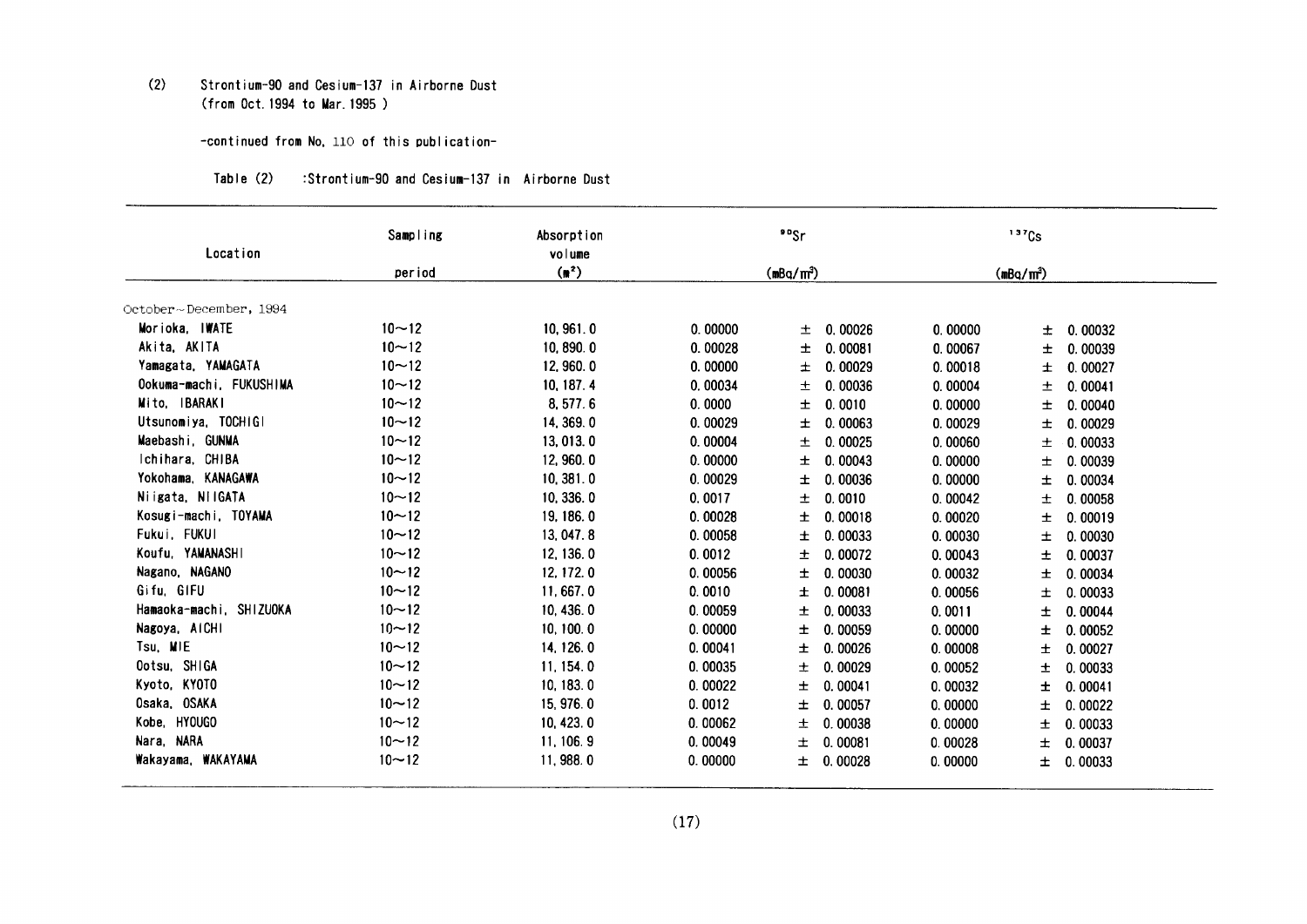(2) Strontium-90 and Cesium-137 in Airborne Dust
(from Oct. 1994 to Mar. 1995 )

-continued from No. 110 of this publication-

Table (2) :Strontium-90 and Cesium-137 in Airborne Dust

| Location | Sampling period | Absorption volume ($m^3$) | $^{90}Sr$ ($mBq/m^3$) | | $^{137}Cs$ ($mBq/m^3$) | |
|---|---|---|---|---|---|---|
| October～December, 1994 | | | | | | |
| Morioka, IWATE | 10～12 | 10,961.0 | 0.00000 | ± 0.00026 | 0.00000 | ± 0.00032 |
| Akita, AKITA | 10～12 | 10,890.0 | 0.00028 | ± 0.00081 | 0.00067 | ± 0.00039 |
| Yamagata, YAMAGATA | 10～12 | 12,960.0 | 0.00000 | ± 0.00029 | 0.00018 | ± 0.00027 |
| Ookuma-machi, FUKUSHIMA | 10～12 | 10,187.4 | 0.00034 | ± 0.00036 | 0.00004 | ± 0.00041 |
| Mito, IBARAKI | 10～12 | 8,577.6 | 0.0000 | ± 0.0010 | 0.00000 | ± 0.00040 |
| Utsunomiya, TOCHIGI | 10～12 | 14,369.0 | 0.00029 | ± 0.00063 | 0.00029 | ± 0.00029 |
| Maebashi, GUNMA | 10～12 | 13,013.0 | 0.00004 | ± 0.00025 | 0.00060 | ± 0.00033 |
| Ichihara, CHIBA | 10～12 | 12,960.0 | 0.00000 | ± 0.00043 | 0.00000 | ± 0.00039 |
| Yokohama, KANAGAWA | 10～12 | 10,381.0 | 0.00029 | ± 0.00036 | 0.00000 | ± 0.00034 |
| Niigata, NIIGATA | 10～12 | 10,336.0 | 0.0017 | ± 0.0010 | 0.00042 | ± 0.00058 |
| Kosugi-machi, TOYAMA | 10～12 | 19,186.0 | 0.00028 | ± 0.00018 | 0.00020 | ± 0.00019 |
| Fukui, FUKUI | 10～12 | 13,047.8 | 0.00058 | ± 0.00033 | 0.00030 | ± 0.00030 |
| Koufu, YAMANASHI | 10～12 | 12,136.0 | 0.0012 | ± 0.00072 | 0.00043 | ± 0.00037 |
| Nagano, NAGANO | 10～12 | 12,172.0 | 0.00056 | ± 0.00030 | 0.00032 | ± 0.00034 |
| Gifu, GIFU | 10～12 | 11,667.0 | 0.0010 | ± 0.00081 | 0.00056 | ± 0.00033 |
| Hamaoka-machi, SHIZUOKA | 10～12 | 10,436.0 | 0.00059 | ± 0.00033 | 0.0011 | ± 0.00044 |
| Nagoya, AICHI | 10～12 | 10,100.0 | 0.00000 | ± 0.00059 | 0.00000 | ± 0.00052 |
| Tsu, MIE | 10～12 | 14,126.0 | 0.00041 | ± 0.00026 | 0.00008 | ± 0.00027 |
| Ootsu, SHIGA | 10～12 | 11,154.0 | 0.00035 | ± 0.00029 | 0.00052 | ± 0.00033 |
| Kyoto, KYOTO | 10～12 | 10,183.0 | 0.00022 | ± 0.00041 | 0.00032 | ± 0.00041 |
| Osaka, OSAKA | 10～12 | 15,976.0 | 0.0012 | ± 0.00057 | 0.00000 | ± 0.00022 |
| Kobe, HYOUGO | 10～12 | 10,423.0 | 0.00062 | ± 0.00038 | 0.00000 | ± 0.00033 |
| Nara, NARA | 10～12 | 11,106.9 | 0.00049 | ± 0.00081 | 0.00028 | ± 0.00037 |
| Wakayama, WAKAYAMA | 10～12 | 11,988.0 | 0.00000 | ± 0.00028 | 0.00000 | ± 0.00033 |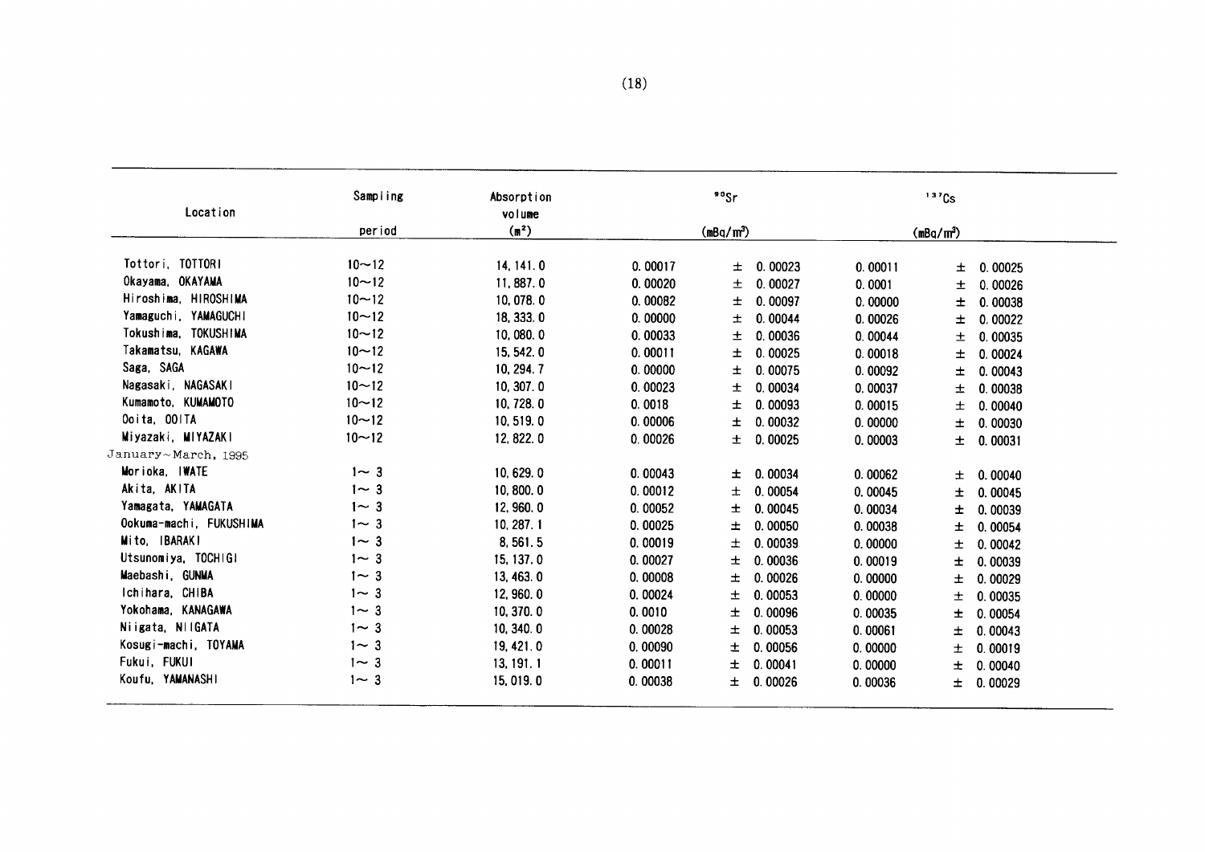| Location | Sampling period | Absorption volume ($m^3$) | $^{90}Sr$ ($mBq/m^3$) | | $^{137}Cs$ ($mBq/m^3$) | |
|---|---|---|---|---|---|---|
| Tottori, TOTTORI | 10～12 | 14,141.0 | 0.00017 | ± 0.00023 | 0.00011 | ± 0.00025 |
| Okayama, OKAYAMA | 10～12 | 11,887.0 | 0.00020 | ± 0.00027 | 0.0001 | ± 0.00026 |
| Hiroshima, HIROSHIMA | 10～12 | 10,078.0 | 0.00082 | ± 0.00097 | 0.00000 | ± 0.00038 |
| Yamaguchi, YAMAGUCHI | 10～12 | 18,333.0 | 0.00000 | ± 0.00044 | 0.00026 | ± 0.00022 |
| Tokushima, TOKUSHIMA | 10～12 | 10,080.0 | 0.00033 | ± 0.00036 | 0.00044 | ± 0.00035 |
| Takamatsu, KAGAWA | 10～12 | 15,542.0 | 0.00011 | ± 0.00025 | 0.00018 | ± 0.00024 |
| Saga, SAGA | 10～12 | 10,294.7 | 0.00000 | ± 0.00075 | 0.00092 | ± 0.00043 |
| Nagasaki, NAGASAKI | 10～12 | 10,307.0 | 0.00023 | ± 0.00034 | 0.00037 | ± 0.00038 |
| Kumamoto, KUMAMOTO | 10～12 | 10,728.0 | 0.0018 | ± 0.00093 | 0.00015 | ± 0.00040 |
| Ooita, OOITA | 10～12 | 10,519.0 | 0.00006 | ± 0.00032 | 0.00000 | ± 0.00030 |
| Miyazaki, MIYAZAKI | 10～12 | 12,822.0 | 0.00026 | ± 0.00025 | 0.00003 | ± 0.00031 |
| January～March, 1995 | | | | | | |
| Morioka, IWATE | 1～3 | 10,629.0 | 0.00043 | ± 0.00034 | 0.00062 | ± 0.00040 |
| Akita, AKITA | 1～3 | 10,800.0 | 0.00012 | ± 0.00054 | 0.00045 | ± 0.00045 |
| Yamagata, YAMAGATA | 1～3 | 12,960.0 | 0.00052 | ± 0.00045 | 0.00034 | ± 0.00039 |
| Ookuma-machi, FUKUSHIMA | 1～3 | 10,287.1 | 0.00025 | ± 0.00050 | 0.00038 | ± 0.00054 |
| Mito, IBARAKI | 1～3 | 8,561.5 | 0.00019 | ± 0.00039 | 0.00000 | ± 0.00042 |
| Utsunomiya, TOCHIGI | 1～3 | 15,137.0 | 0.00027 | ± 0.00036 | 0.00019 | ± 0.00039 |
| Maebashi, GUNMA | 1～3 | 13,463.0 | 0.00008 | ± 0.00026 | 0.00000 | ± 0.00029 |
| Ichihara, CHIBA | 1～3 | 12,960.0 | 0.00024 | ± 0.00053 | 0.00000 | ± 0.00035 |
| Yokohama, KANAGAWA | 1～3 | 10,370.0 | 0.0010 | ± 0.00096 | 0.00035 | ± 0.00054 |
| Niigata, NIIGATA | 1～3 | 10,340.0 | 0.00028 | ± 0.00053 | 0.00061 | ± 0.00043 |
| Kosugi-machi, TOYAMA | 1～3 | 19,421.0 | 0.00090 | ± 0.00056 | 0.00000 | ± 0.00019 |
| Fukui, FUKUI | 1～3 | 13,191.1 | 0.00011 | ± 0.00041 | 0.00000 | ± 0.00040 |
| Koufu, YAMANASHI | 1～3 | 15,019.0 | 0.00038 | ± 0.00026 | 0.00036 | ± 0.00029 |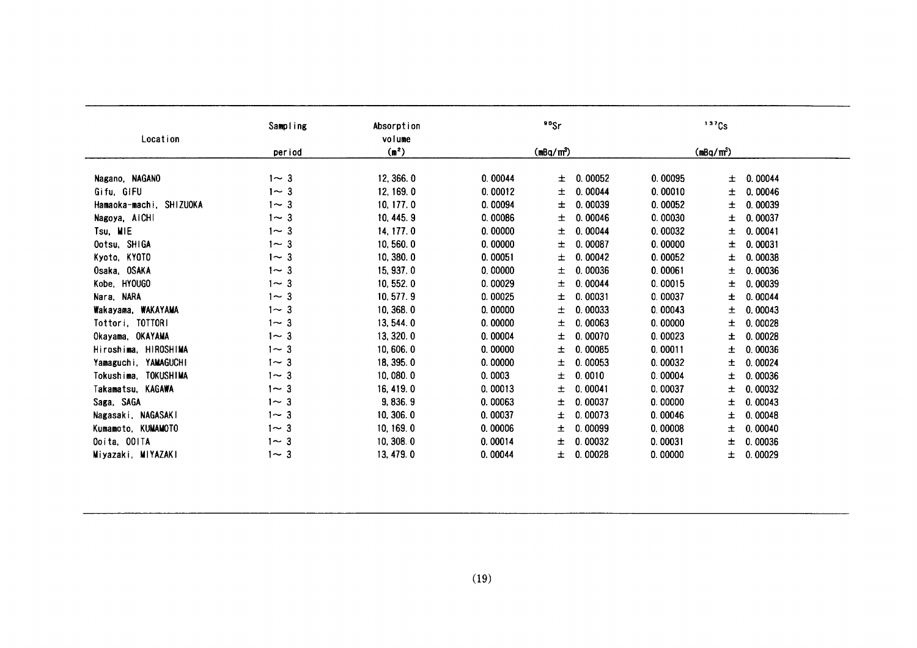| Location | Sampling period | Absorption volume ($m^3$) | $^{90}Sr$ ($mBq/m^3$) | | $^{137}Cs$ ($mBq/m^3$) | |
|---|---|---|---|---|---|---|
| Nagano, NAGANO | 1～3 | 12, 366. 0 | 0. 00044 | ± 0. 00052 | 0. 00095 | ± 0. 00044 |
| Gifu, GIFU | 1～3 | 12, 169. 0 | 0. 00012 | ± 0. 00044 | 0. 00010 | ± 0. 00046 |
| Hamaoka-machi, SHIZUOKA | 1～3 | 10, 177. 0 | 0. 00094 | ± 0. 00039 | 0. 00052 | ± 0. 00039 |
| Nagoya, AICHI | 1～3 | 10, 445. 9 | 0. 00086 | ± 0. 00046 | 0. 00030 | ± 0. 00037 |
| Tsu, MIE | 1～3 | 14, 177. 0 | 0. 00000 | ± 0. 00044 | 0. 00032 | ± 0. 00041 |
| Ootsu, SHIGA | 1～3 | 10, 560. 0 | 0. 00000 | ± 0. 00087 | 0. 00000 | ± 0. 00031 |
| Kyoto, KYOTO | 1～3 | 10, 380. 0 | 0. 00051 | ± 0. 00042 | 0. 00052 | ± 0. 00038 |
| Osaka, OSAKA | 1～3 | 15, 937. 0 | 0. 00000 | ± 0. 00036 | 0. 00061 | ± 0. 00036 |
| Kobe, HYOUGO | 1～3 | 10, 552. 0 | 0. 00029 | ± 0. 00044 | 0. 00015 | ± 0. 00039 |
| Nara, NARA | 1～3 | 10, 577. 9 | 0. 00025 | ± 0. 00031 | 0. 00037 | ± 0. 00044 |
| Wakayama, WAKAYAMA | 1～3 | 10, 368. 0 | 0. 00000 | ± 0. 00033 | 0. 00043 | ± 0. 00043 |
| Tottori, TOTTORI | 1～3 | 13, 544. 0 | 0. 00000 | ± 0. 00063 | 0. 00000 | ± 0. 00028 |
| Okayama, OKAYAMA | 1～3 | 13, 320. 0 | 0. 00004 | ± 0. 00070 | 0. 00023 | ± 0. 00028 |
| Hiroshima, HIROSHIMA | 1～3 | 10, 606. 0 | 0. 00000 | ± 0. 00085 | 0. 00011 | ± 0. 00036 |
| Yamaguchi, YAMAGUCHI | 1～3 | 18, 395. 0 | 0. 00000 | ± 0. 00053 | 0. 00032 | ± 0. 00024 |
| Tokushima, TOKUSHIMA | 1～3 | 10, 080. 0 | 0. 0003 | ± 0. 0010 | 0. 00004 | ± 0. 00036 |
| Takamatsu, KAGAWA | 1～3 | 16, 419. 0 | 0. 00013 | ± 0. 00041 | 0. 00037 | ± 0. 00032 |
| Saga, SAGA | 1～3 | 9, 836. 9 | 0. 00063 | ± 0. 00037 | 0. 00000 | ± 0. 00043 |
| Nagasaki, NAGASAKI | 1～3 | 10, 306. 0 | 0. 00037 | ± 0. 00073 | 0. 00046 | ± 0. 00048 |
| Kumamoto, KUMAMOTO | 1～3 | 10, 169. 0 | 0. 00006 | ± 0. 00099 | 0. 00008 | ± 0. 00040 |
| Ooita, OOITA | 1～3 | 10, 308. 0 | 0. 00014 | ± 0. 00032 | 0. 00031 | ± 0. 00036 |
| Miyazaki, MIYAZAKI | 1～3 | 13, 479. 0 | 0. 00044 | ± 0. 00028 | 0. 00000 | ± 0. 00029 |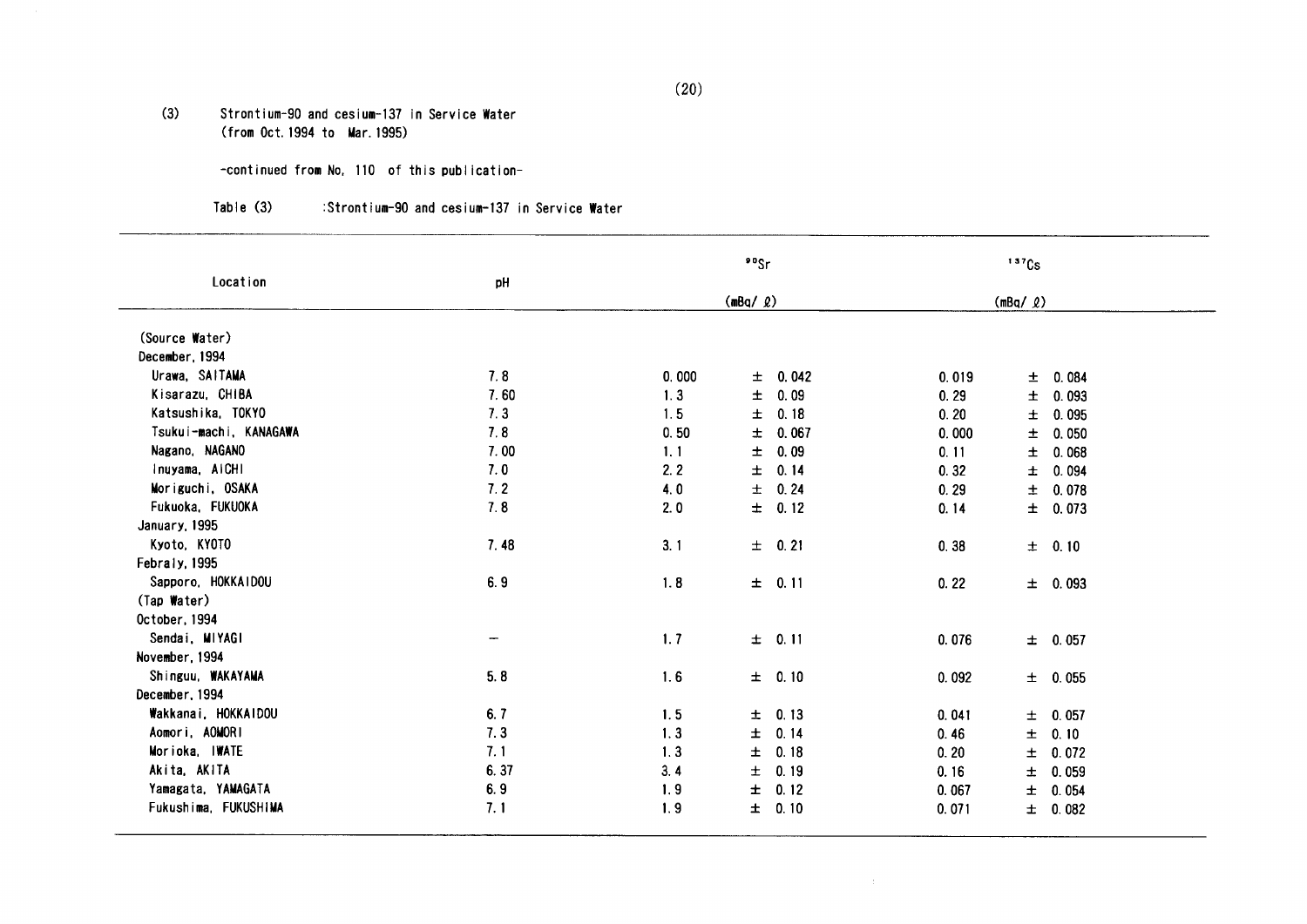(3) Strontium-90 and cesium-137 in Service Water
(from Oct. 1994 to Mar. 1995)

-continued from No. 110 of this publication-

Table (3) :Strontium-90 and cesium-137 in Service Water

| Location | pH | $^{90}Sr$ (mBq/ℓ) | | $^{137}Cs$ (mBq/ℓ) | |
|---|---|---|---|---|---|
| (Source Water) | | | | | |
| December, 1994 | | | | | |
| Urawa, SAITAMA | 7.8 | 0.000 | ± 0.042 | 0.019 | ± 0.084 |
| Kisarazu, CHIBA | 7.60 | 1.3 | ± 0.09 | 0.29 | ± 0.093 |
| Katsushika, TOKYO | 7.3 | 1.5 | ± 0.18 | 0.20 | ± 0.095 |
| Tsukui-machi, KANAGAWA | 7.8 | 0.50 | ± 0.067 | 0.000 | ± 0.050 |
| Nagano, NAGANO | 7.00 | 1.1 | ± 0.09 | 0.11 | ± 0.068 |
| Inuyama, AICHI | 7.0 | 2.2 | ± 0.14 | 0.32 | ± 0.094 |
| Moriguchi, OSAKA | 7.2 | 4.0 | ± 0.24 | 0.29 | ± 0.078 |
| Fukuoka, FUKUOKA | 7.8 | 2.0 | ± 0.12 | 0.14 | ± 0.073 |
| January, 1995 | | | | | |
| Kyoto, KYOTO | 7.48 | 3.1 | ± 0.21 | 0.38 | ± 0.10 |
| Febraly, 1995 | | | | | |
| Sapporo, HOKKAIDOU | 6.9 | 1.8 | ± 0.11 | 0.22 | ± 0.093 |
| (Tap Water) | | | | | |
| October, 1994 | | | | | |
| Sendai, MIYAGI | — | 1.7 | ± 0.11 | 0.076 | ± 0.057 |
| November, 1994 | | | | | |
| Shinguu, WAKAYAMA | 5.8 | 1.6 | ± 0.10 | 0.092 | ± 0.055 |
| December, 1994 | | | | | |
| Wakkanai, HOKKAIDOU | 6.7 | 1.5 | ± 0.13 | 0.041 | ± 0.057 |
| Aomori, AOMORI | 7.3 | 1.3 | ± 0.14 | 0.46 | ± 0.10 |
| Morioka, IWATE | 7.1 | 1.3 | ± 0.18 | 0.20 | ± 0.072 |
| Akita, AKITA | 6.37 | 3.4 | ± 0.19 | 0.16 | ± 0.059 |
| Yamagata, YAMAGATA | 6.9 | 1.9 | ± 0.12 | 0.067 | ± 0.054 |
| Fukushima, FUKUSHIMA | 7.1 | 1.9 | ± 0.10 | 0.071 | ± 0.082 |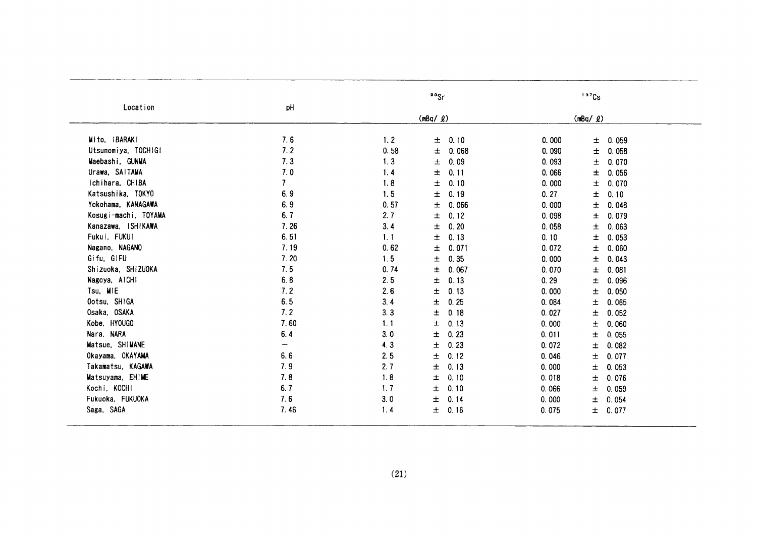| Location | pH | $^{90}Sr$ (mBq/ℓ) | $^{137}Cs$ (mBq/ℓ) |
|---|---|---|---|
| Mito, IBARAKI | 7.6 | 1.2 ± 0.10 | 0.000 ± 0.059 |
| Utsunomiya, TOCHIGI | 7.2 | 0.58 ± 0.068 | 0.090 ± 0.058 |
| Maebashi, GUNMA | 7.3 | 1.3 ± 0.09 | 0.093 ± 0.070 |
| Urawa, SAITAMA | 7.0 | 1.4 ± 0.11 | 0.066 ± 0.056 |
| Ichihara, CHIBA | 7 | 1.8 ± 0.10 | 0.000 ± 0.070 |
| Katsushika, TOKYO | 6.9 | 1.5 ± 0.19 | 0.27 ± 0.10 |
| Yokohama, KANAGAWA | 6.9 | 0.57 ± 0.066 | 0.000 ± 0.048 |
| Kosugi-machi, TOYAMA | 6.7 | 2.7 ± 0.12 | 0.098 ± 0.079 |
| Kanazawa, ISHIKAWA | 7.26 | 3.4 ± 0.20 | 0.058 ± 0.063 |
| Fukui, FUKUI | 6.51 | 1.1 ± 0.13 | 0.10 ± 0.053 |
| Nagano, NAGANO | 7.19 | 0.62 ± 0.071 | 0.072 ± 0.060 |
| Gifu, GIFU | 7.20 | 1.5 ± 0.35 | 0.000 ± 0.043 |
| Shizuoka, SHIZUOKA | 7.5 | 0.74 ± 0.067 | 0.070 ± 0.081 |
| Nagoya, AICHI | 6.8 | 2.5 ± 0.13 | 0.29 ± 0.096 |
| Tsu, MIE | 7.2 | 2.6 ± 0.13 | 0.000 ± 0.050 |
| Ootsu, SHIGA | 6.5 | 3.4 ± 0.25 | 0.084 ± 0.065 |
| Osaka, OSAKA | 7.2 | 3.3 ± 0.18 | 0.027 ± 0.052 |
| Kobe, HYOUGO | 7.60 | 1.1 ± 0.13 | 0.000 ± 0.060 |
| Nara, NARA | 6.4 | 3.0 ± 0.23 | 0.011 ± 0.055 |
| Matsue, SHIMANE | — | 4.3 ± 0.23 | 0.072 ± 0.082 |
| Okayama, OKAYAMA | 6.6 | 2.5 ± 0.12 | 0.046 ± 0.077 |
| Takamatsu, KAGAWA | 7.9 | 2.7 ± 0.13 | 0.000 ± 0.053 |
| Matsuyama, EHIME | 7.8 | 1.8 ± 0.10 | 0.018 ± 0.076 |
| Kochi, KOCHI | 6.7 | 1.7 ± 0.10 | 0.066 ± 0.059 |
| Fukuoka, FUKUOKA | 7.6 | 3.0 ± 0.14 | 0.000 ± 0.054 |
| Saga, SAGA | 7.46 | 1.4 ± 0.16 | 0.075 ± 0.077 |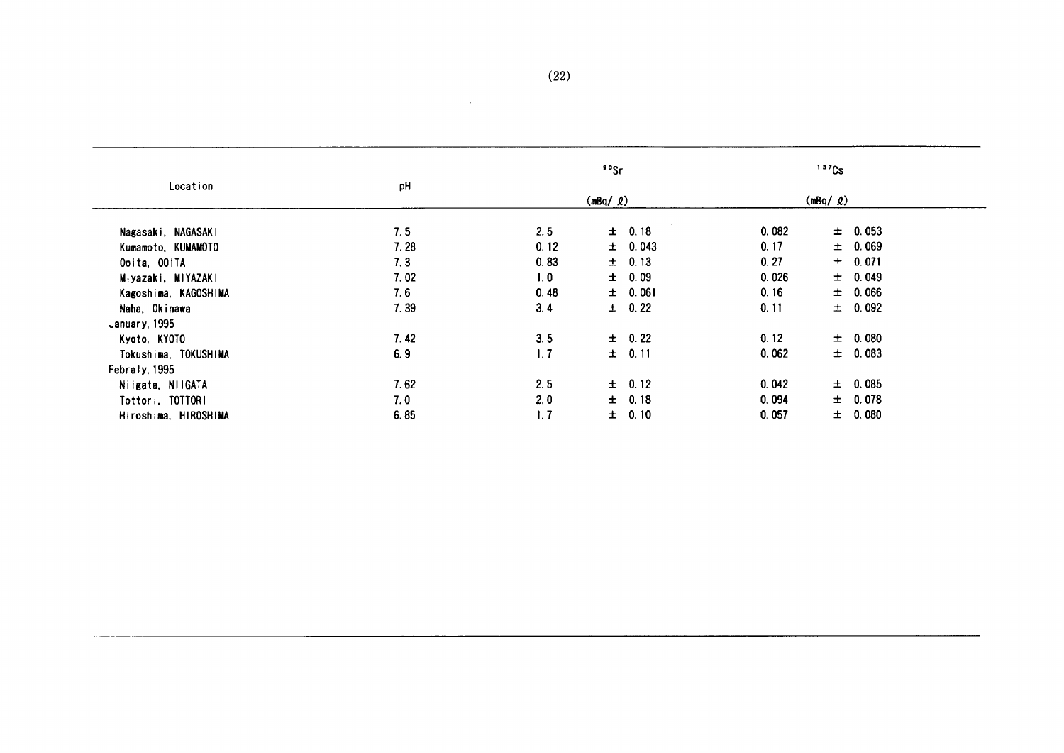| Location | pH | $^{90}Sr$ (mBq/ℓ) | $^{137}Cs$ (mBq/ℓ) |
|---|---|---|---|
| Nagasaki, NAGASAKI | 7.5 | 2.5 ± 0.18 | 0.082 ± 0.053 |
| Kumamoto, KUMAMOTO | 7.28 | 0.12 ± 0.043 | 0.17 ± 0.069 |
| Ooita, OOITA | 7.3 | 0.83 ± 0.13 | 0.27 ± 0.071 |
| Miyazaki, MIYAZAKI | 7.02 | 1.0 ± 0.09 | 0.026 ± 0.049 |
| Kagoshima, KAGOSHIMA | 7.6 | 0.48 ± 0.061 | 0.16 ± 0.066 |
| Naha, Okinawa | 7.39 | 3.4 ± 0.22 | 0.11 ± 0.092 |
| January, 1995 | | | |
| Kyoto, KYOTO | 7.42 | 3.5 ± 0.22 | 0.12 ± 0.080 |
| Tokushima, TOKUSHIMA | 6.9 | 1.7 ± 0.11 | 0.062 ± 0.083 |
| Febraly, 1995 | | | |
| Niigata, NIIGATA | 7.62 | 2.5 ± 0.12 | 0.042 ± 0.085 |
| Tottori, TOTTORI | 7.0 | 2.0 ± 0.18 | 0.094 ± 0.078 |
| Hiroshima, HIROSHIMA | 6.85 | 1.7 ± 0.10 | 0.057 ± 0.080 |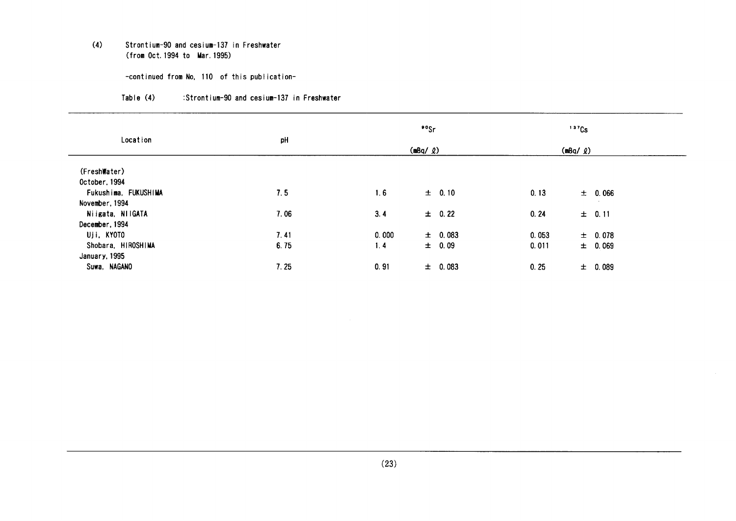(4) Strontium-90 and cesium-137 in Freshwater
(from Oct.1994 to Mar.1995)

-continued from No, 110 of this publication-

Table (4) :Strontium-90 and cesium-137 in Freshwater

| Location | pH | $^{90}Sr$ (mBq/ℓ) | | $^{137}Cs$ (mBq/ℓ) | |
|---|---|---|---|---|---|
| (FreshWater) | | | | | |
| October, 1994 | | | | | |
| Fukushima, FUKUSHIMA | 7.5 | 1.6 | ± 0.10 | 0.13 | ± 0.066 |
| November, 1994 | | | | | |
| Niigata, NIIGATA | 7.06 | 3.4 | ± 0.22 | 0.24 | ± 0.11 |
| December, 1994 | | | | | |
| Uji, KYOTO | 7.41 | 0.000 | ± 0.083 | 0.053 | ± 0.078 |
| Shobara, HIROSHIMA | 6.75 | 1.4 | ± 0.09 | 0.011 | ± 0.069 |
| January, 1995 | | | | | |
| Suwa, NAGANO | 7.25 | 0.91 | ± 0.083 | 0.25 | ± 0.089 |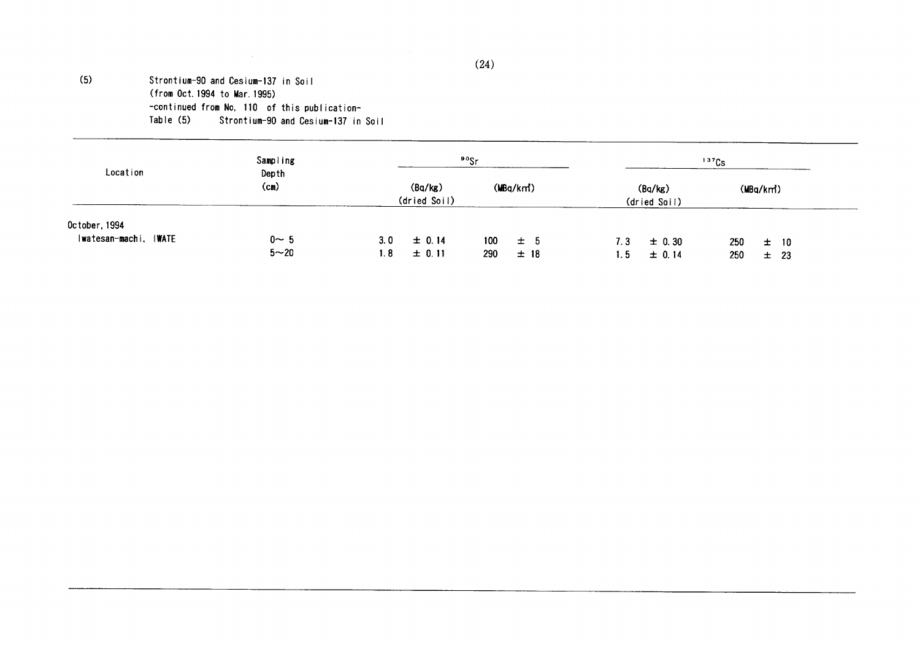(5) Strontium-90 and Cesium-137 in Soil
(from Oct. 1994 to Mar. 1995)
-continued from No, 110 of this publication-

Table (5) Strontium-90 and Cesium-137 in Soil

| Location | Sampling Depth (cm) | $^{90}Sr$ | | $^{137}Cs$ | |
|---|---|---|---|---|---|
| | | (Bq/kg) (dried Soil) | (MBq/km²) | (Bq/kg) (dried Soil) | (MBq/km²) |
| October, 1994 | | | | | |
| Iwatesan-machi, IWATE | 0～5 | 3.0 ± 0.14 | 100 ± 5 | 7.3 ± 0.30 | 250 ± 10 |
| | 5～20 | 1.8 ± 0.11 | 290 ± 18 | 1.5 ± 0.14 | 250 ± 23 |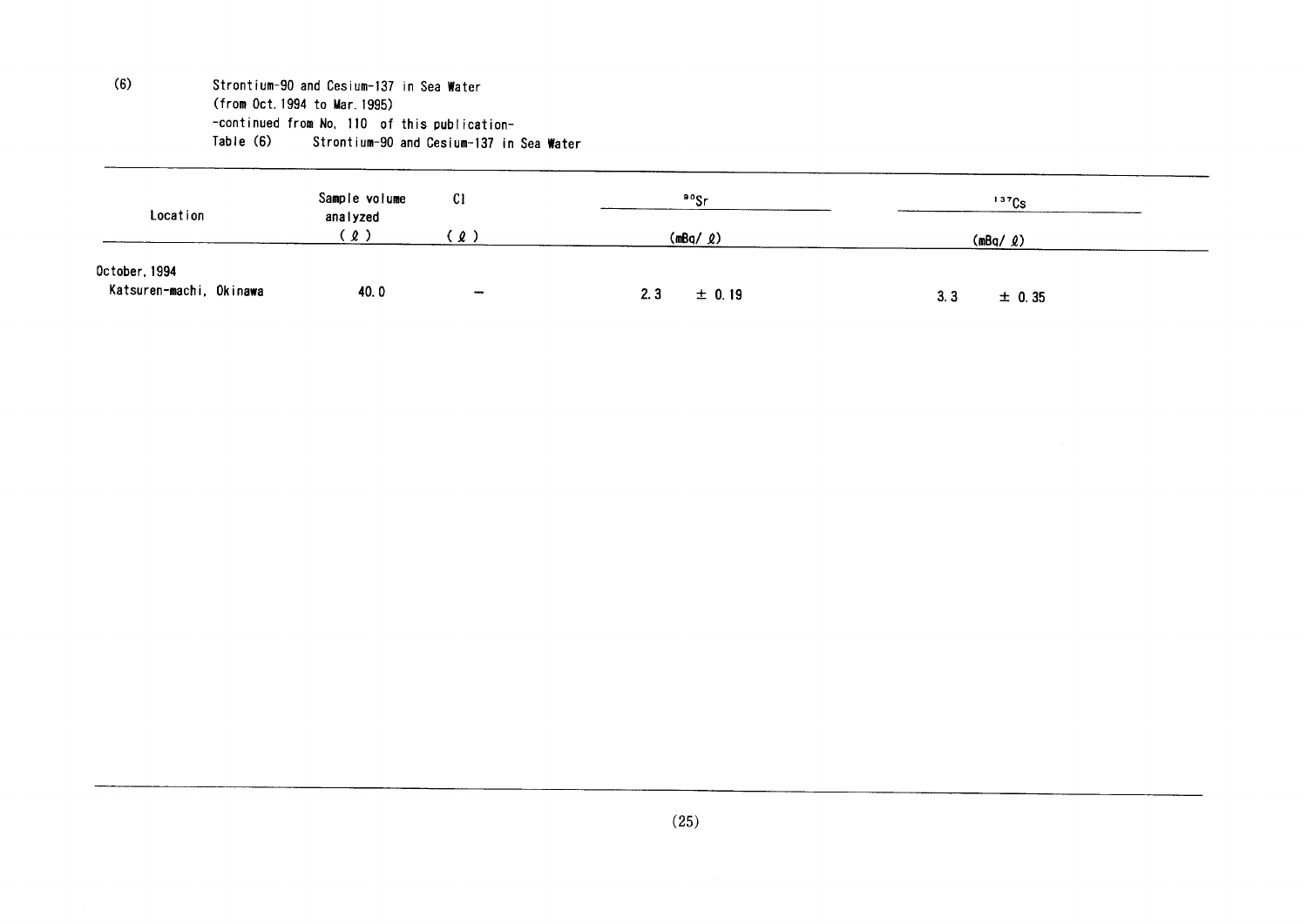(6) Strontium-90 and Cesium-137 in Sea Water
(from Oct. 1994 to Mar. 1995)
-continued from No. 110 of this publication-

Table (6) Strontium-90 and Cesium-137 in Sea Water

| Location | Sample volume analyzed (ℓ) | Cl (ℓ) | $^{90}Sr$ (mBq/ℓ) | $^{137}Cs$ (mBq/ℓ) |
|---|---|---|---|---|
| October, 1994 | | | | |
| Katsuren-machi, Okinawa | 40.0 | – | 2.3 ± 0.19 | 3.3 ± 0.35 |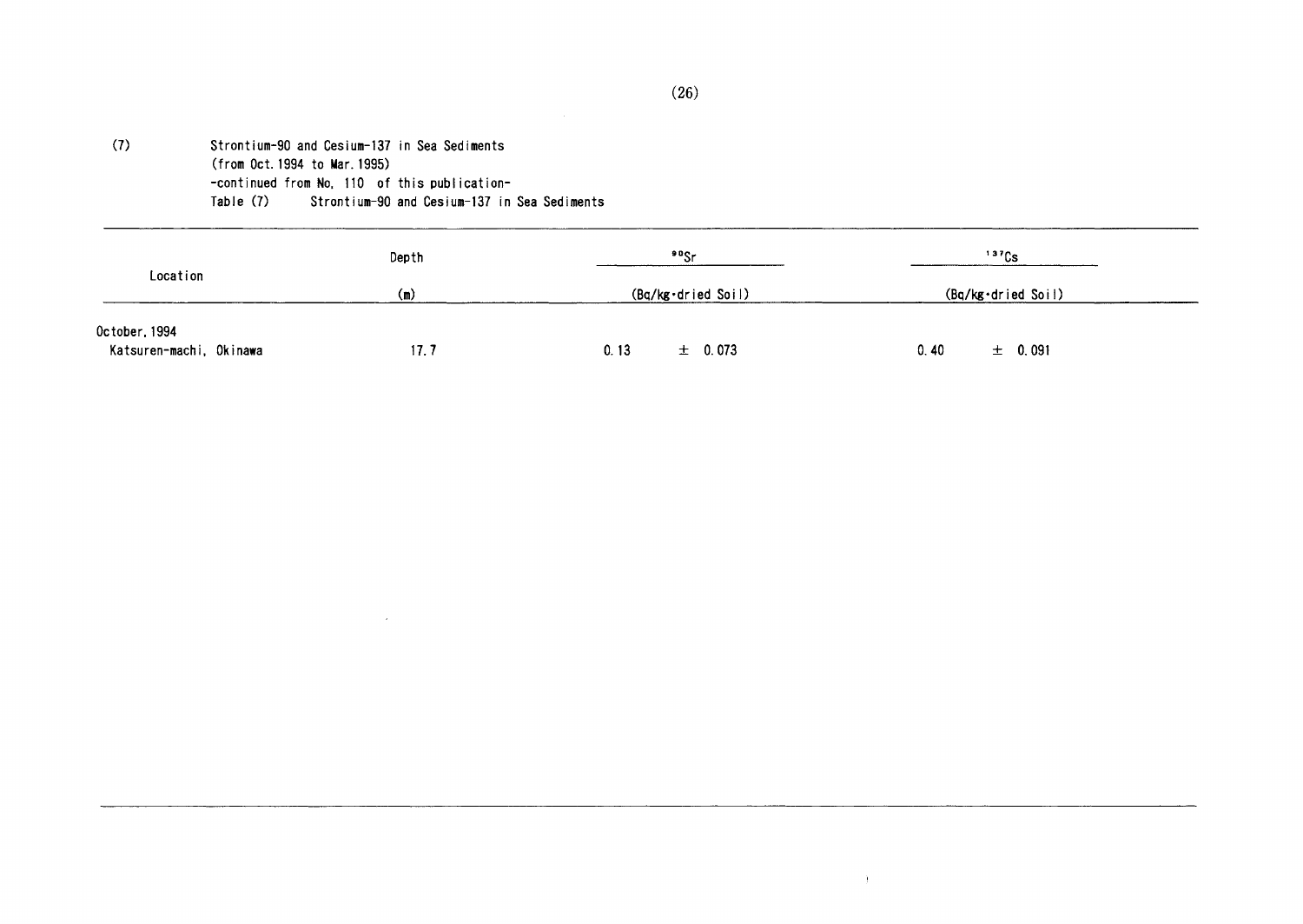(7) Strontium-90 and Cesium-137 in Sea Sediments
(from Oct. 1994 to Mar. 1995)
-continued from No. 110 of this publication-

Table (7) Strontium-90 and Cesium-137 in Sea Sediments

| Location | Depth (m) | $^{90}Sr$ (Bq/kg·dried Soil) | $^{137}Cs$ (Bq/kg·dried Soil) |
|---|---|---|---|
| October, 1994 | | | |
| Katsuren-machi, Okinawa | 17.7 | 0.13 ± 0.073 | 0.40 ± 0.091 |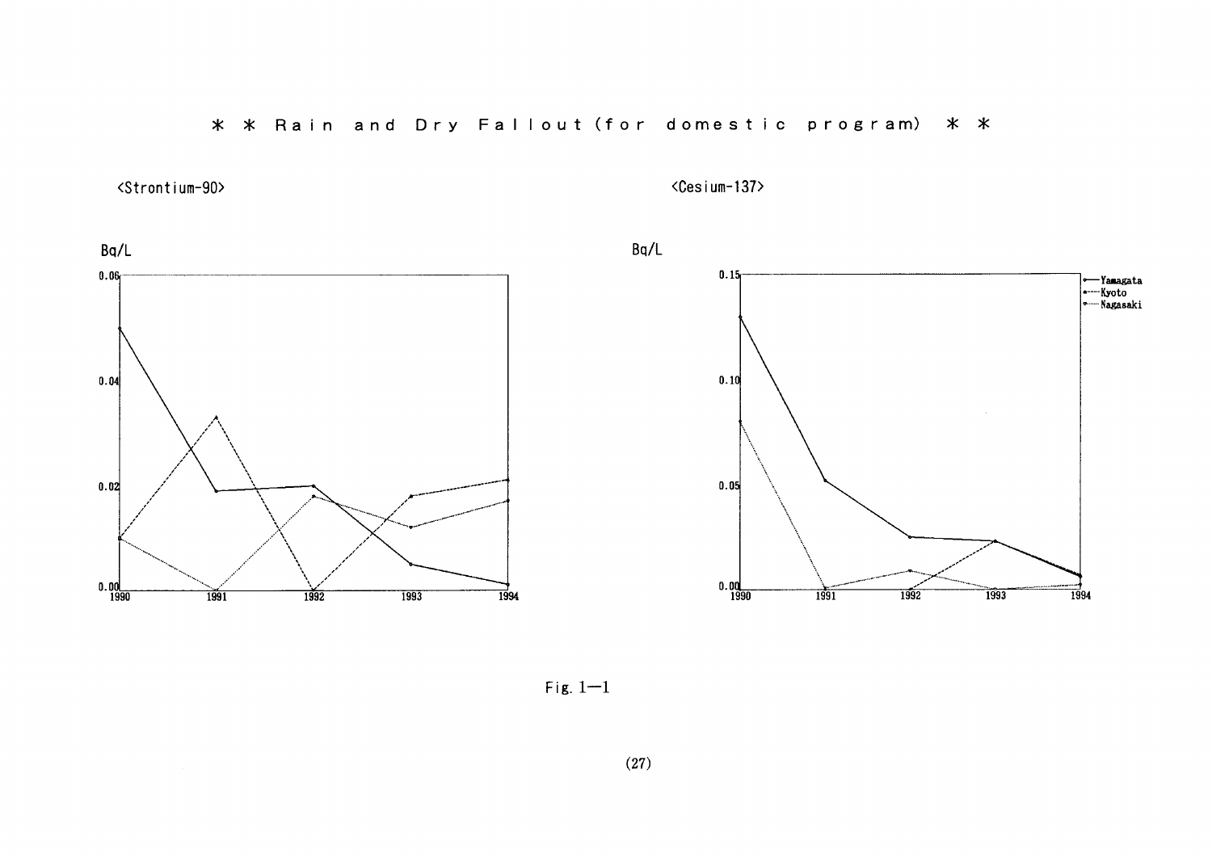# ＊ ＊ Rain and Dry Fallout (for domestic program) ＊ ＊

<Strontium-90>

Bq/L

<Cesium-137>

Bq/L

Yamagata
Kyoto
Nagasaki

Fig. 1—1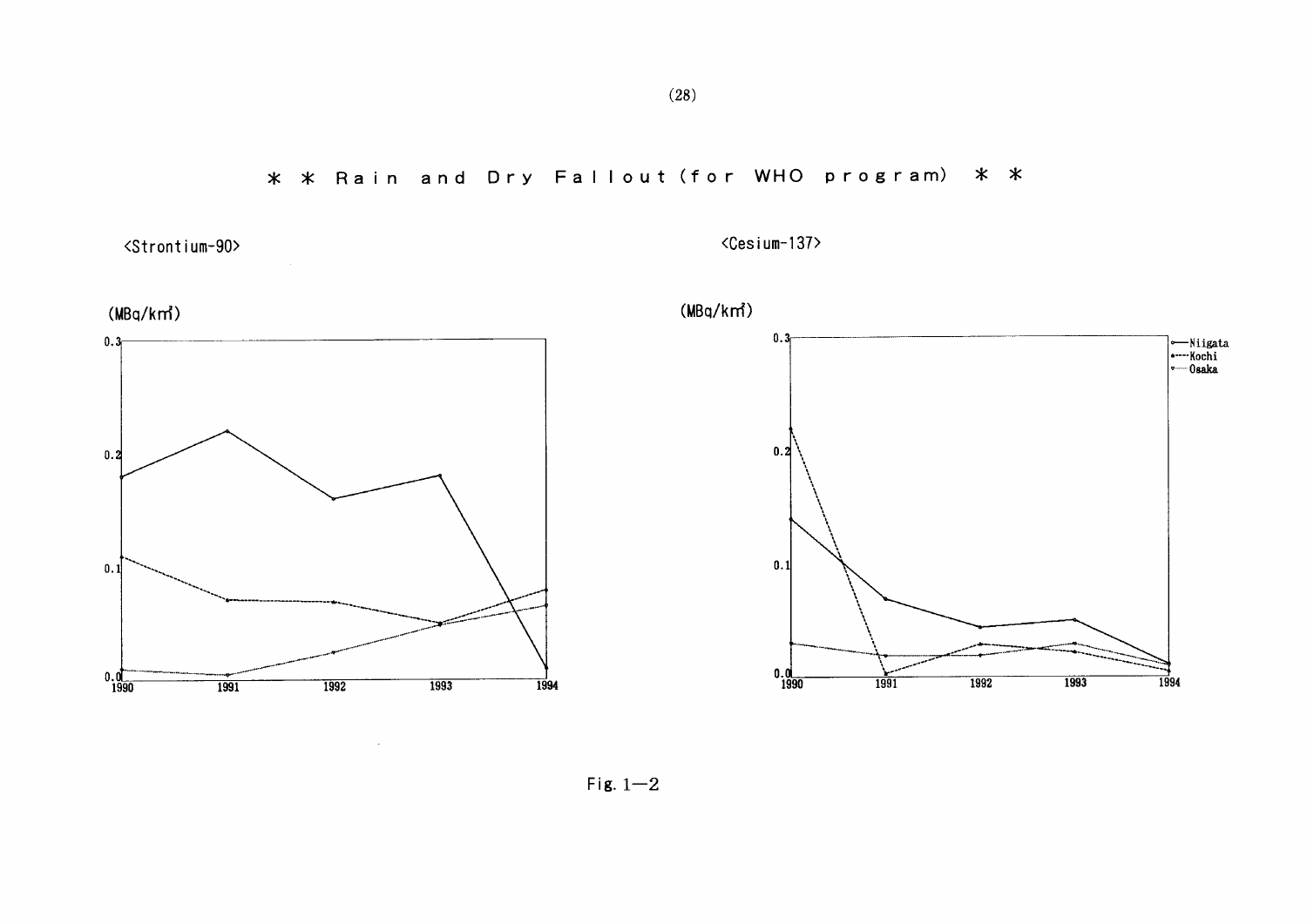**＊ ＊ Rain and Dry Fallout (for WHO program) ＊ ＊**

<Strontium-90>

(MBq/km²)

0.3
0.2
0.1
0.0

1990 1991 1992 1993 1994

<Cesium-137>

(MBq/km²)

0.3
0.2
0.1
0.0

1990 1991 1992 1993 1994

Niigata
Kochi
Osaka

Fig. 1—2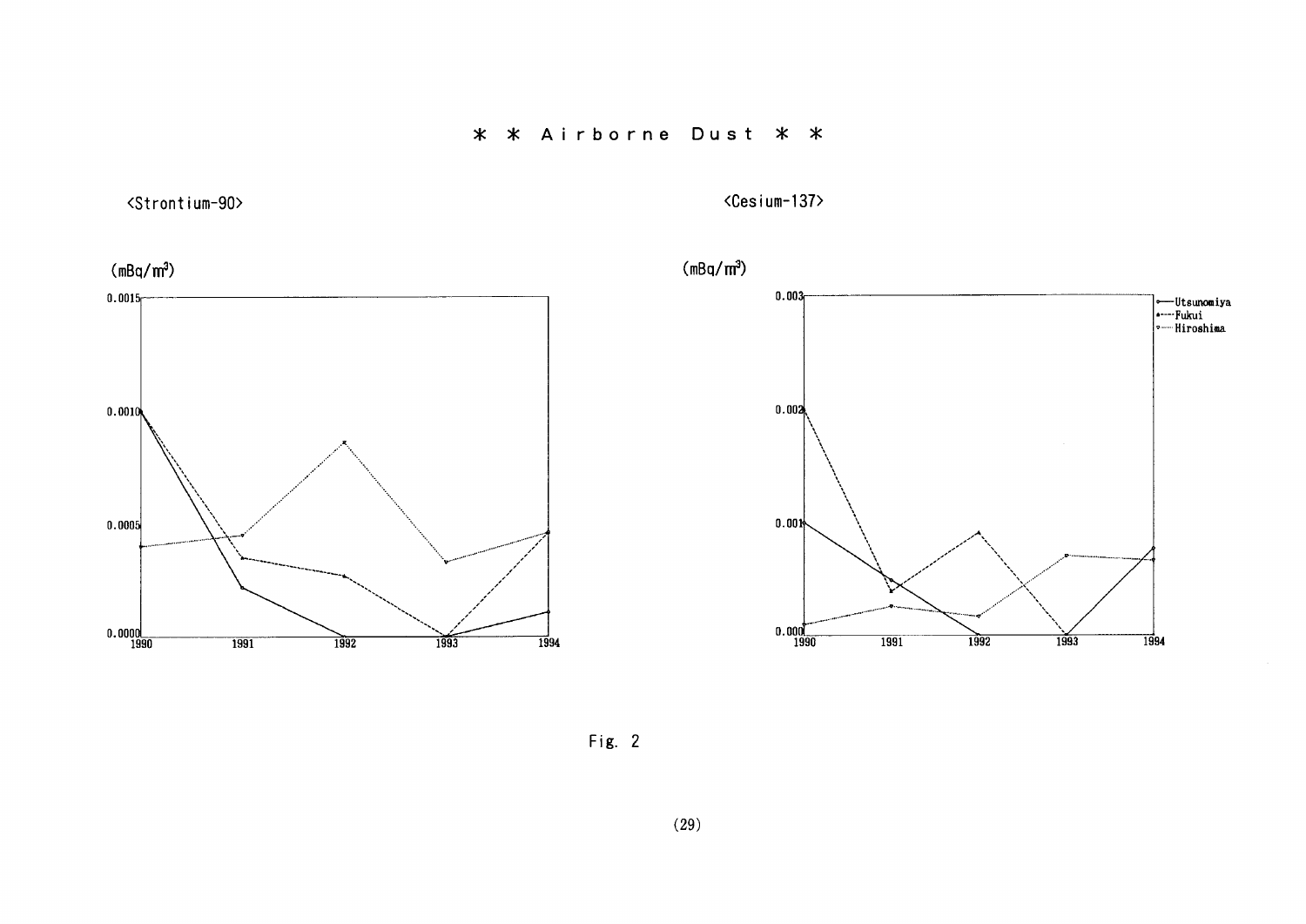# ＊ ＊ Airborne Dust ＊ ＊

<Strontium-90>

(mBq/m³)

0.0015
0.0010
0.0005
0.0000

1990 1991 1992 1993 1994

<Cesium-137>

(mBq/m³)

0.003
0.002
0.001
0.000

1990 1991 1992 1993 1994

Utsunomiya
Fukui
Hiroshima

Fig. 2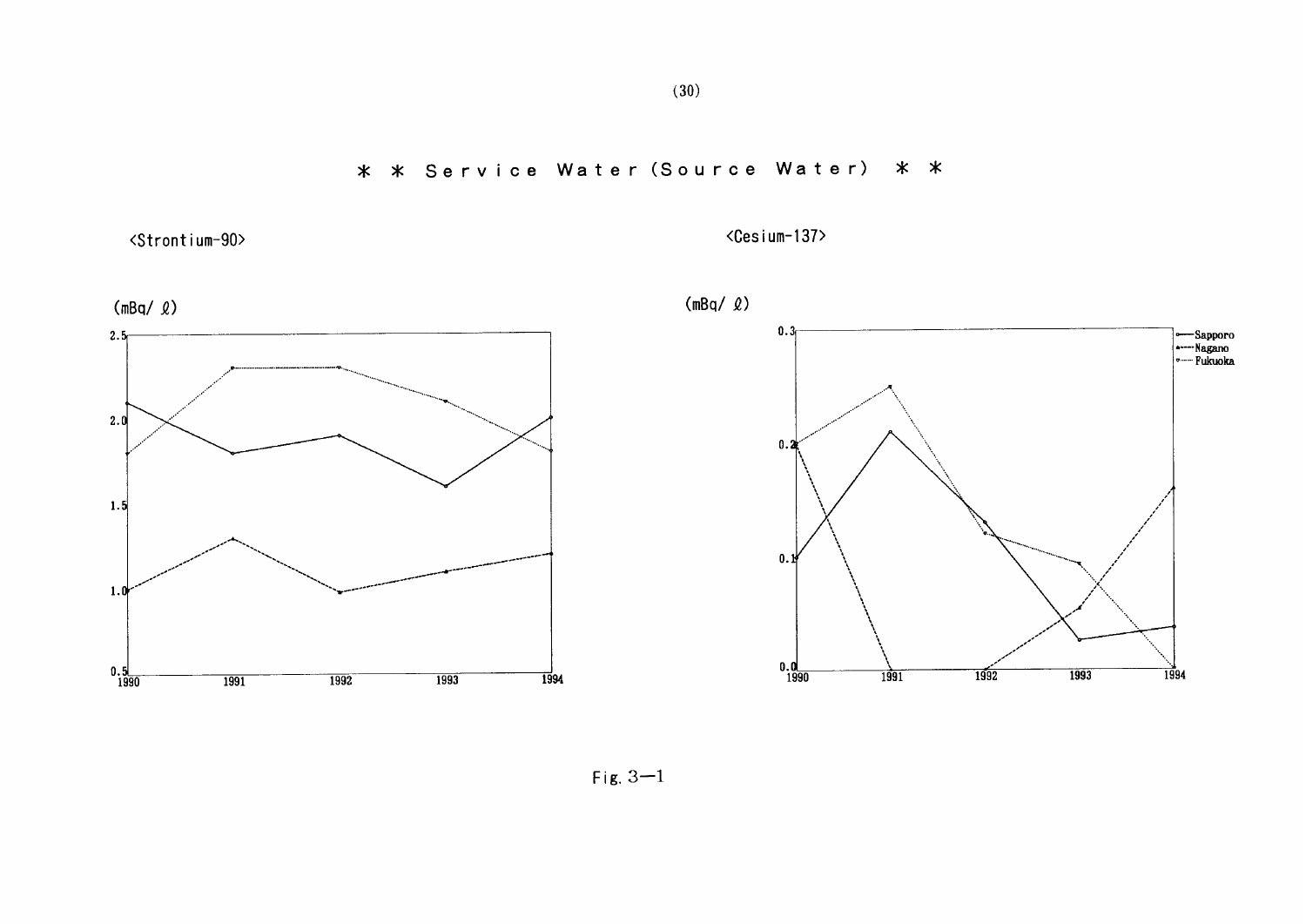# ＊ ＊ Service Water (Source Water) ＊ ＊

<Strontium-90>

(mBq/ ℓ)

<Cesium-137>

(mBq/ ℓ)

Sapporo
Nagano
Fukuoka

Fig. 3—1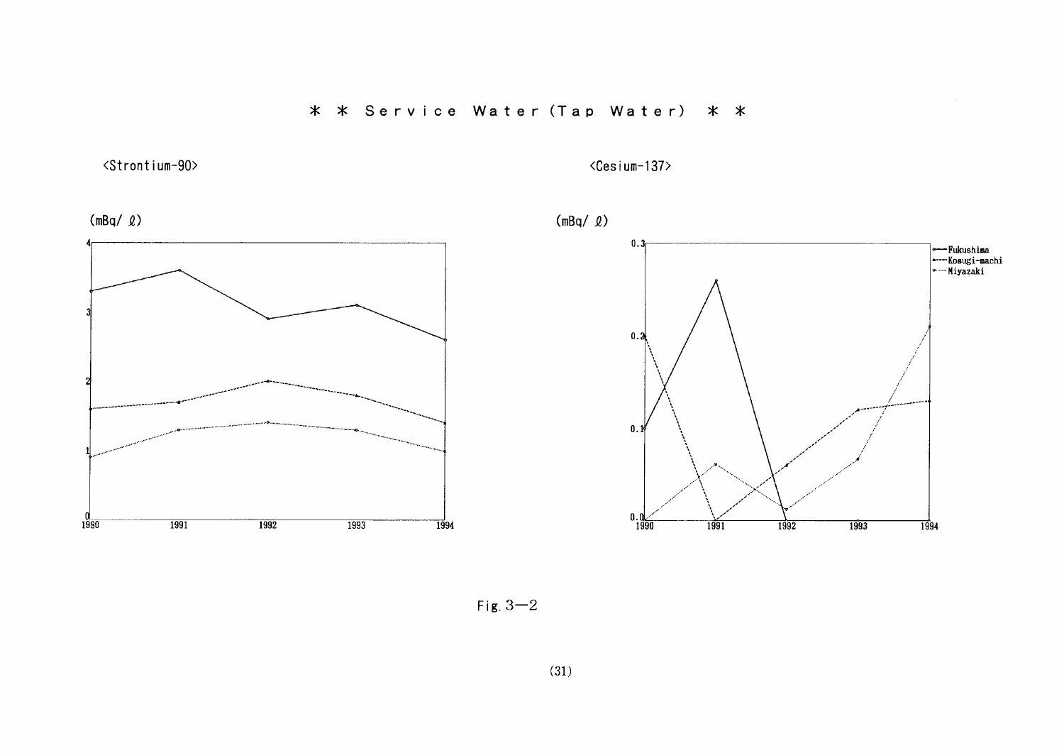# ＊ ＊ Service Water (Tap Water) ＊ ＊

<Strontium-90>

(mBq/ ℓ)

<Cesium-137>

(mBq/ ℓ)

- Fukushima
- Kosugi-machi
- Miyazaki

Fig. 3—2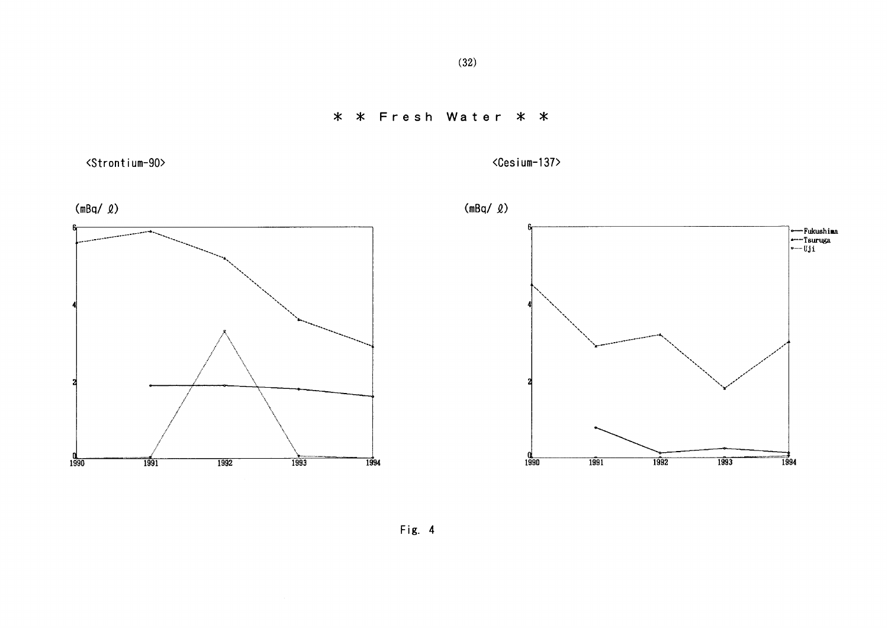# ＊ ＊ Fresh Water ＊ ＊

<Strontium-90>

(mBq/ ℓ)

<Cesium-137>

(mBq/ ℓ)

Fukushima
Tsuruga
Uji

Fig. 4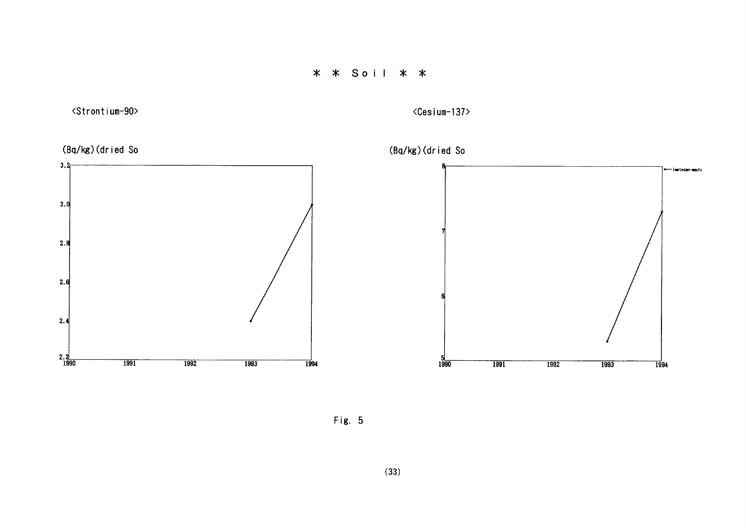# * * Soil * *

<Strontium-90>

(Bq/kg)(dried So

3.2
3.0
2.8
2.6
2.4
2.2
1990 1991 1992 1993 1994

<Cesium-137>

(Bq/kg)(dried So

8
7
6
5
1990 1991 1992 1993 1994

Iwatesan-machi

Fig. 5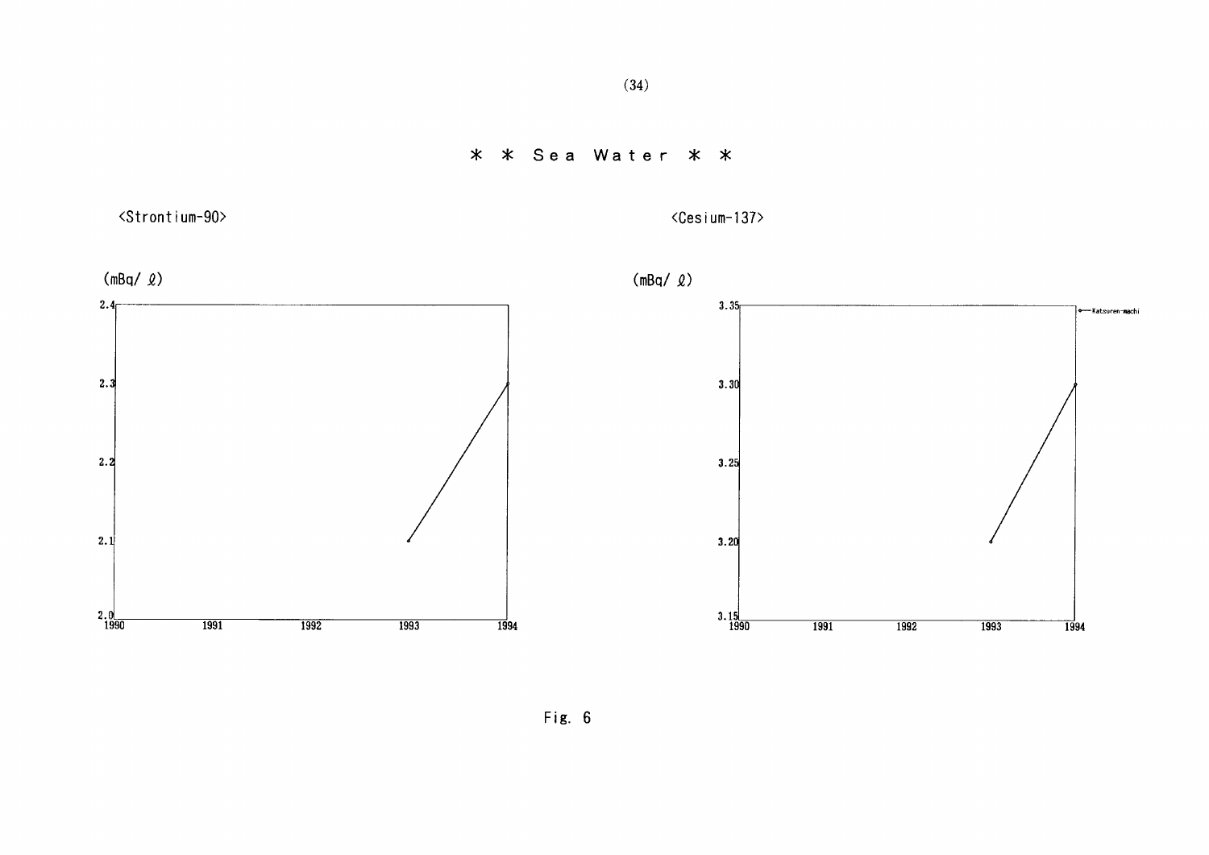# * * Sea Water * *

<Strontium-90>

(mBq/ ℓ)

<Cesium-137>

(mBq/ ℓ)

Katsuren-machi

Fig. 6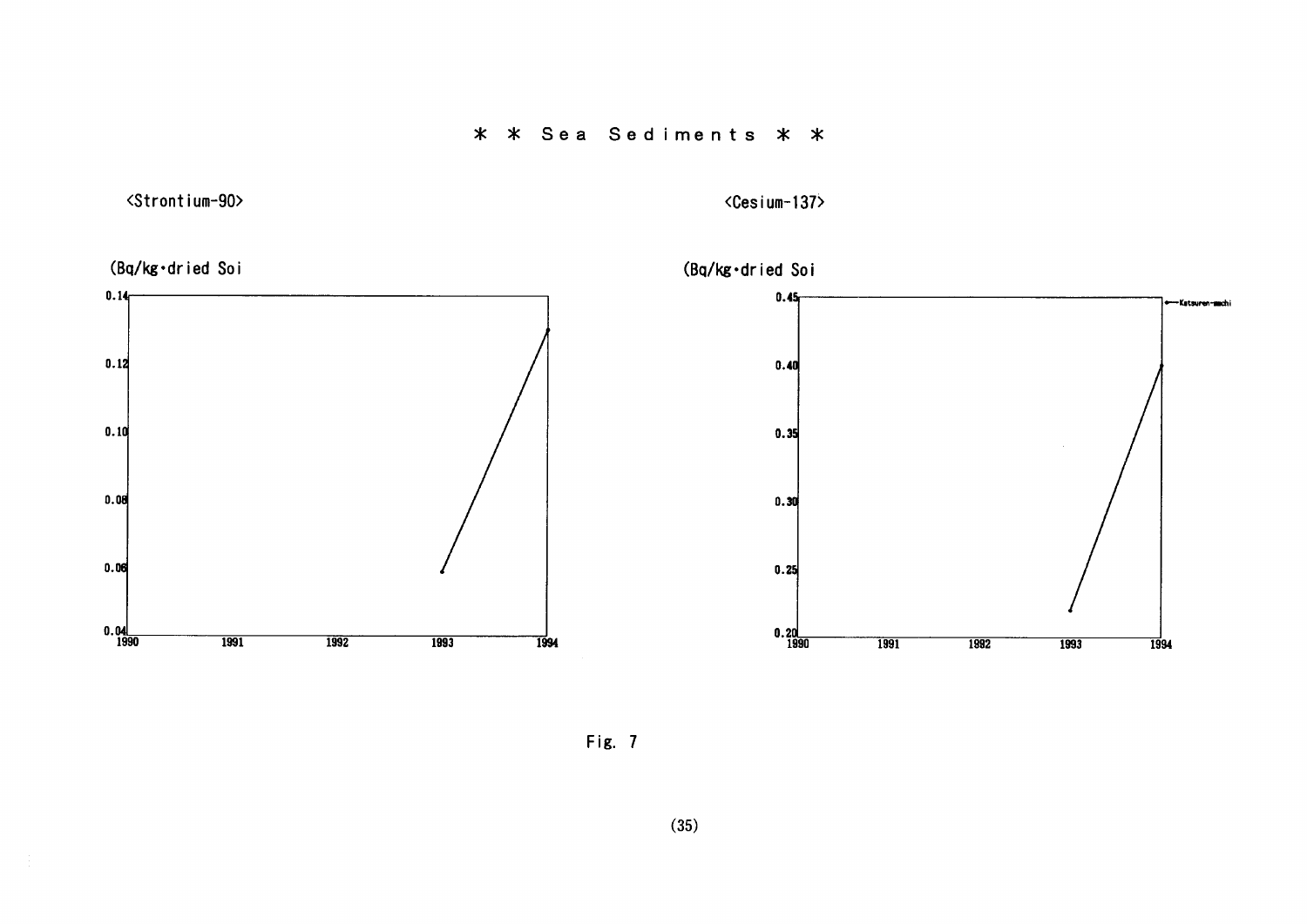# ＊ ＊ Sea Sediments ＊ ＊

<Strontium-90>

(Bq/kg・dried Soi

0.14
0.12
0.10
0.08
0.06
0.04

1990 1991 1992 1993 1994

<Cesium-137>

(Bq/kg・dried Soi

0.45
0.40
0.35
0.30
0.25
0.20

1990 1991 1992 1993 1994

Katsuren-machi

Fig. 7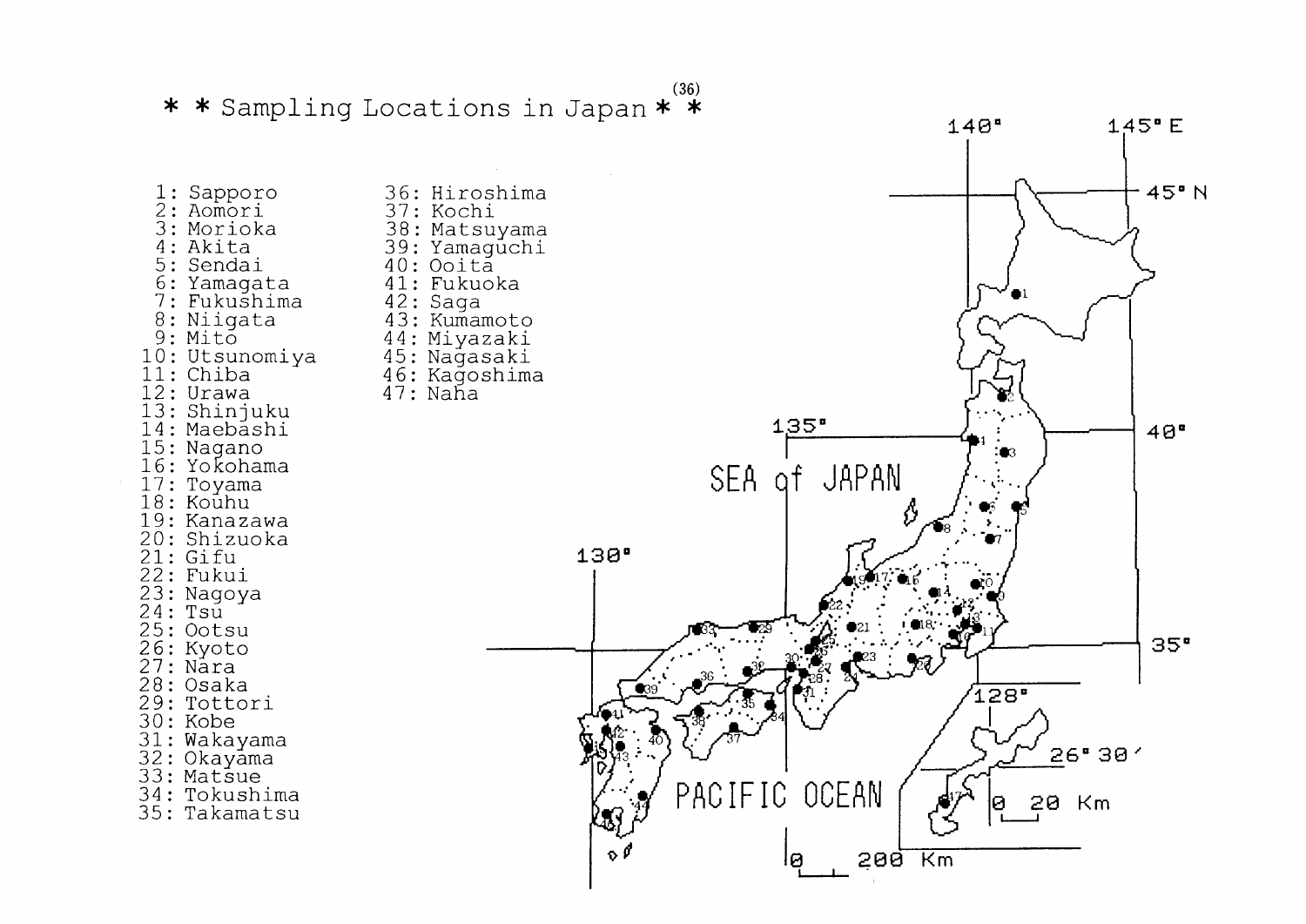# * * Sampling Locations in Japan * * (36)

1: Sapporo
2: Aomori
3: Morioka
4: Akita
5: Sendai
6: Yamagata
7: Fukushima
8: Niigata
9: Mito
10: Utsunomiya
11: Chiba
12: Urawa
13: Shinjuku
14: Maebashi
15: Nagano
16: Yokohama
17: Toyama
18: Kouhu
19: Kanazawa
20: Shizuoka
21: Gifu
22: Fukui
23: Nagoya
24: Tsu
25: Ootsu
26: Kyoto
27: Nara
28: Osaka
29: Tottori
30: Kobe
31: Wakayama
32: Okayama
33: Matsue
34: Tokushima
35: Takamatsu
36: Hiroshima
37: Kochi
38: Matsuyama
39: Yamaguchi
40: Ooita
41: Fukuoka
42: Saga
43: Kumamoto
44: Miyazaki
45: Nagasaki
46: Kagoshima
47: Naha

140°
145° E
45° N
135°
40°
SEA of JAPAN
130°
35°
128°
26° 30′
PACIFIC OCEAN
0 20 Km
0 200 Km